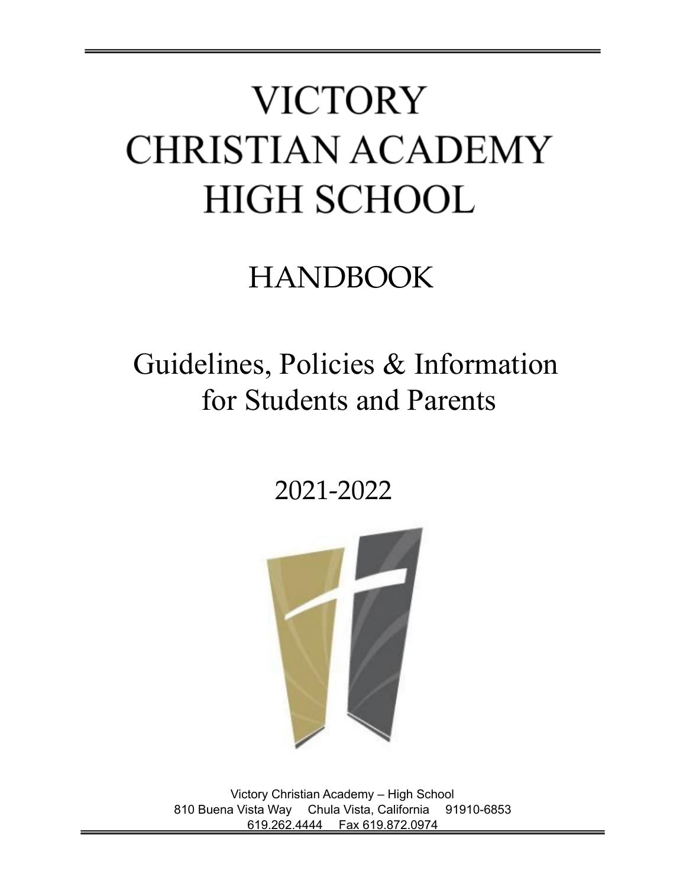# VICTORY CHRISTIAN ACADEMY HIGH SCHOOL

## HANDBOOK

## Guidelines, Policies & Information for Students and Parents

## 2021-2022

Victory Christian Academy – High School
810 Buena Vista Way Chula Vista, California 91910-6853
619.262.4444 Fax 619.872.0974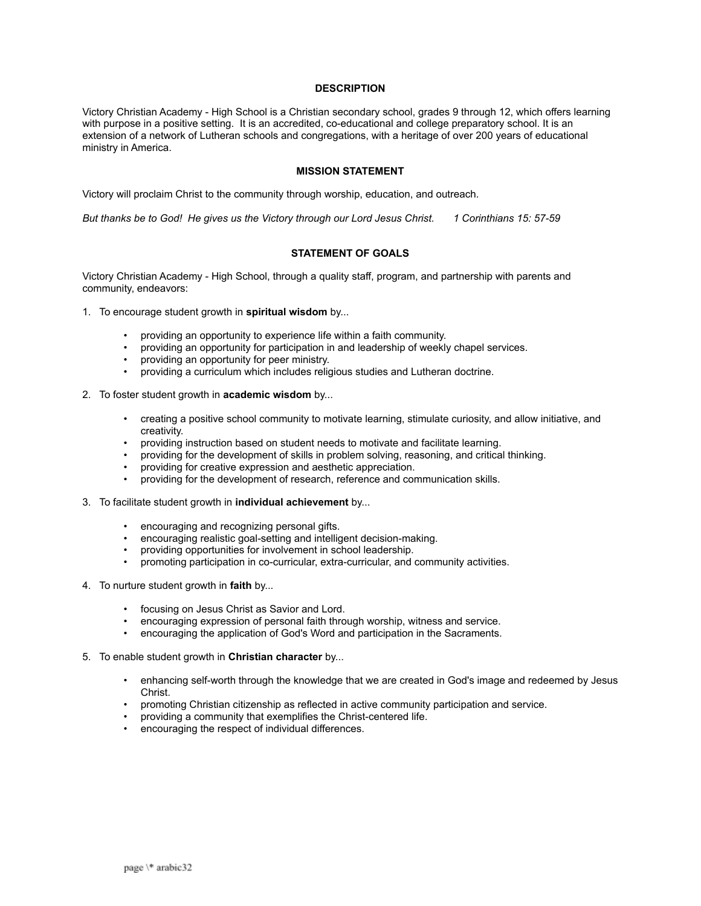## DESCRIPTION

Victory Christian Academy - High School is a Christian secondary school, grades 9 through 12, which offers learning with purpose in a positive setting. It is an accredited, co-educational and college preparatory school. It is an extension of a network of Lutheran schools and congregations, with a heritage of over 200 years of educational ministry in America.

## MISSION STATEMENT

Victory will proclaim Christ to the community through worship, education, and outreach.

*But thanks be to God! He gives us the Victory through our Lord Jesus Christ. 1 Corinthians 15: 57-59*

## STATEMENT OF GOALS

Victory Christian Academy - High School, through a quality staff, program, and partnership with parents and community, endeavors:

1. To encourage student growth in **spiritual wisdom** by...
   - providing an opportunity to experience life within a faith community.
   - providing an opportunity for participation in and leadership of weekly chapel services.
   - providing an opportunity for peer ministry.
   - providing a curriculum which includes religious studies and Lutheran doctrine.

2. To foster student growth in **academic wisdom** by...
   - creating a positive school community to motivate learning, stimulate curiosity, and allow initiative, and creativity.
   - providing instruction based on student needs to motivate and facilitate learning.
   - providing for the development of skills in problem solving, reasoning, and critical thinking.
   - providing for creative expression and aesthetic appreciation.
   - providing for the development of research, reference and communication skills.

3. To facilitate student growth in **individual achievement** by...
   - encouraging and recognizing personal gifts.
   - encouraging realistic goal-setting and intelligent decision-making.
   - providing opportunities for involvement in school leadership.
   - promoting participation in co-curricular, extra-curricular, and community activities.

4. To nurture student growth in **faith** by...
   - focusing on Jesus Christ as Savior and Lord.
   - encouraging expression of personal faith through worship, witness and service.
   - encouraging the application of God's Word and participation in the Sacraments.

5. To enable student growth in **Christian character** by...
   - enhancing self-worth through the knowledge that we are created in God's image and redeemed by Jesus Christ.
   - promoting Christian citizenship as reflected in active community participation and service.
   - providing a community that exemplifies the Christ-centered life.
   - encouraging the respect of individual differences.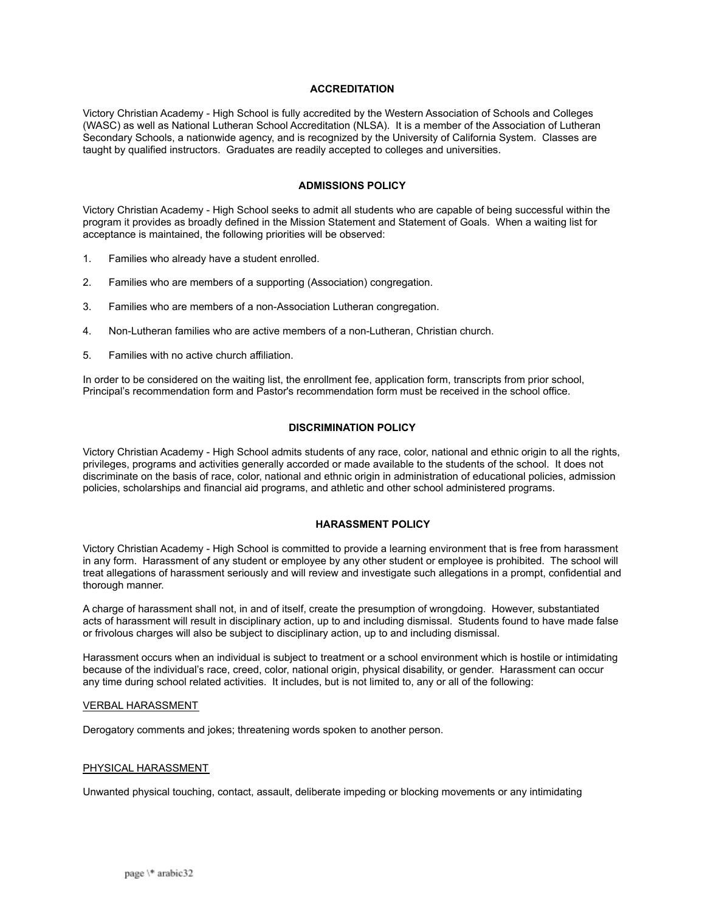## ACCREDITATION

Victory Christian Academy - High School is fully accredited by the Western Association of Schools and Colleges (WASC) as well as National Lutheran School Accreditation (NLSA). It is a member of the Association of Lutheran Secondary Schools, a nationwide agency, and is recognized by the University of California System. Classes are taught by qualified instructors. Graduates are readily accepted to colleges and universities.

## ADMISSIONS POLICY

Victory Christian Academy - High School seeks to admit all students who are capable of being successful within the program it provides as broadly defined in the Mission Statement and Statement of Goals. When a waiting list for acceptance is maintained, the following priorities will be observed:

1. Families who already have a student enrolled.

2. Families who are members of a supporting (Association) congregation.

3. Families who are members of a non-Association Lutheran congregation.

4. Non-Lutheran families who are active members of a non-Lutheran, Christian church.

5. Families with no active church affiliation.

In order to be considered on the waiting list, the enrollment fee, application form, transcripts from prior school, Principal's recommendation form and Pastor's recommendation form must be received in the school office.

## DISCRIMINATION POLICY

Victory Christian Academy - High School admits students of any race, color, national and ethnic origin to all the rights, privileges, programs and activities generally accorded or made available to the students of the school. It does not discriminate on the basis of race, color, national and ethnic origin in administration of educational policies, admission policies, scholarships and financial aid programs, and athletic and other school administered programs.

## HARASSMENT POLICY

Victory Christian Academy - High School is committed to provide a learning environment that is free from harassment in any form. Harassment of any student or employee by any other student or employee is prohibited. The school will treat allegations of harassment seriously and will review and investigate such allegations in a prompt, confidential and thorough manner.

A charge of harassment shall not, in and of itself, create the presumption of wrongdoing. However, substantiated acts of harassment will result in disciplinary action, up to and including dismissal. Students found to have made false or frivolous charges will also be subject to disciplinary action, up to and including dismissal.

Harassment occurs when an individual is subject to treatment or a school environment which is hostile or intimidating because of the individual's race, creed, color, national origin, physical disability, or gender. Harassment can occur any time during school related activities. It includes, but is not limited to, any or all of the following:

### VERBAL HARASSMENT

Derogatory comments and jokes; threatening words spoken to another person.

### PHYSICAL HARASSMENT

Unwanted physical touching, contact, assault, deliberate impeding or blocking movements or any intimidating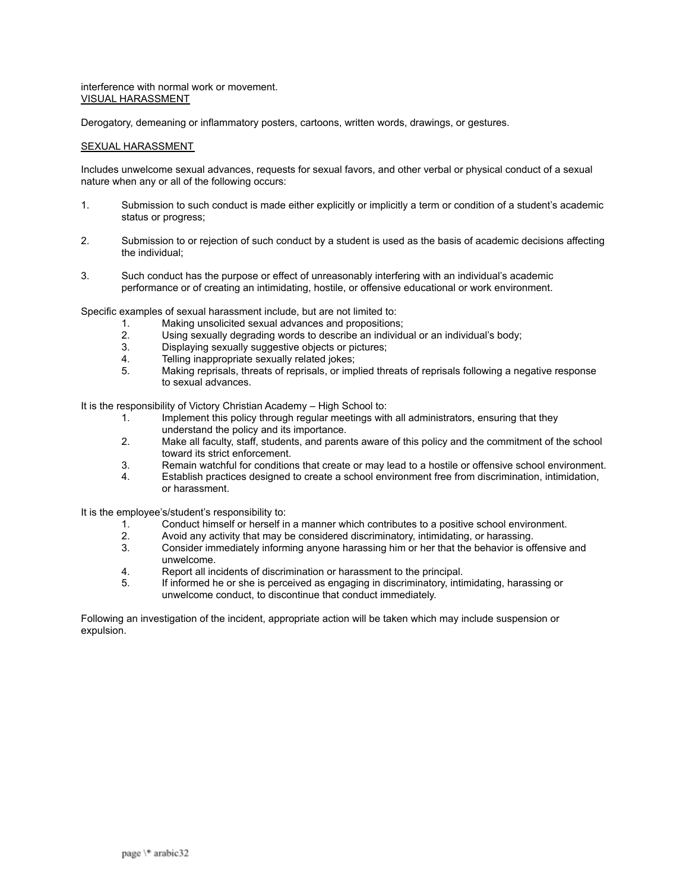interference with normal work or movement.

VISUAL HARASSMENT

Derogatory, demeaning or inflammatory posters, cartoons, written words, drawings, or gestures.

SEXUAL HARASSMENT

Includes unwelcome sexual advances, requests for sexual favors, and other verbal or physical conduct of a sexual nature when any or all of the following occurs:

1. Submission to such conduct is made either explicitly or implicitly a term or condition of a student's academic status or progress;
2. Submission to or rejection of such conduct by a student is used as the basis of academic decisions affecting the individual;
3. Such conduct has the purpose or effect of unreasonably interfering with an individual's academic performance or of creating an intimidating, hostile, or offensive educational or work environment.

Specific examples of sexual harassment include, but are not limited to:

1. Making unsolicited sexual advances and propositions;
2. Using sexually degrading words to describe an individual or an individual's body;
3. Displaying sexually suggestive objects or pictures;
4. Telling inappropriate sexually related jokes;
5. Making reprisals, threats of reprisals, or implied threats of reprisals following a negative response to sexual advances.

It is the responsibility of Victory Christian Academy – High School to:

1. Implement this policy through regular meetings with all administrators, ensuring that they understand the policy and its importance.
2. Make all faculty, staff, students, and parents aware of this policy and the commitment of the school toward its strict enforcement.
3. Remain watchful for conditions that create or may lead to a hostile or offensive school environment.
4. Establish practices designed to create a school environment free from discrimination, intimidation, or harassment.

It is the employee's/student's responsibility to:

1. Conduct himself or herself in a manner which contributes to a positive school environment.
2. Avoid any activity that may be considered discriminatory, intimidating, or harassing.
3. Consider immediately informing anyone harassing him or her that the behavior is offensive and unwelcome.
4. Report all incidents of discrimination or harassment to the principal.
5. If informed he or she is perceived as engaging in discriminatory, intimidating, harassing or unwelcome conduct, to discontinue that conduct immediately.

Following an investigation of the incident, appropriate action will be taken which may include suspension or expulsion.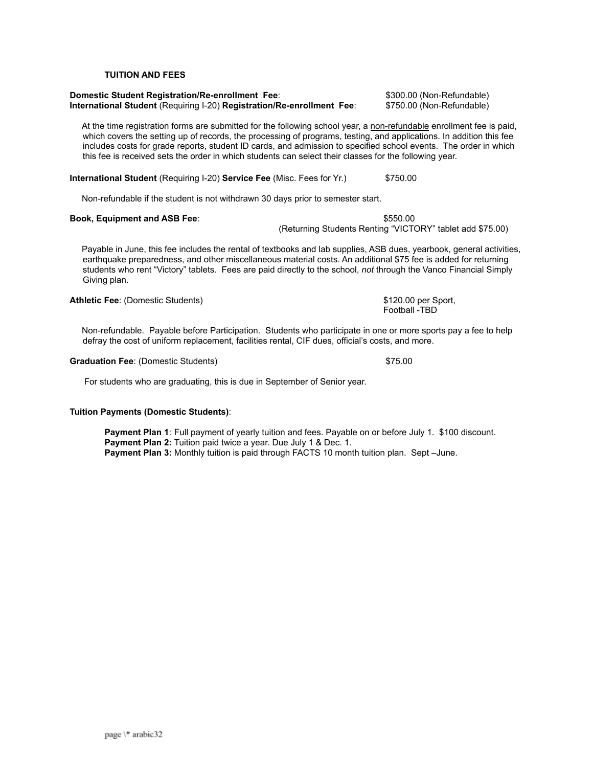## TUITION AND FEES

**Domestic Student Registration/Re-enrollment Fee**: $300.00 (Non-Refundable)
**International Student** (Requiring I-20) **Registration/Re-enrollment Fee**: $750.00 (Non-Refundable)

At the time registration forms are submitted for the following school year, a non-refundable enrollment fee is paid, which covers the setting up of records, the processing of programs, testing, and applications. In addition this fee includes costs for grade reports, student ID cards, and admission to specified school events. The order in which this fee is received sets the order in which students can select their classes for the following year.

**International Student** (Requiring I-20) **Service Fee** (Misc. Fees for Yr.) $750.00

Non-refundable if the student is not withdrawn 30 days prior to semester start.

**Book, Equipment and ASB Fee**: $550.00
(Returning Students Renting "VICTORY" tablet add $75.00)

Payable in June, this fee includes the rental of textbooks and lab supplies, ASB dues, yearbook, general activities, earthquake preparedness, and other miscellaneous material costs. An additional $75 fee is added for returning students who rent "Victory" tablets. Fees are paid directly to the school, *not* through the Vanco Financial Simply Giving plan.

**Athletic Fee**: (Domestic Students) $120.00 per Sport,
Football -TBD

Non-refundable. Payable before Participation. Students who participate in one or more sports pay a fee to help defray the cost of uniform replacement, facilities rental, CIF dues, official's costs, and more.

**Graduation Fee**: (Domestic Students) $75.00

For students who are graduating, this is due in September of Senior year.

**Tuition Payments (Domestic Students)**:

**Payment Plan 1**: Full payment of yearly tuition and fees. Payable on or before July 1. $100 discount.
**Payment Plan 2:** Tuition paid twice a year. Due July 1 & Dec. 1.
**Payment Plan 3:** Monthly tuition is paid through FACTS 10 month tuition plan. Sept –June.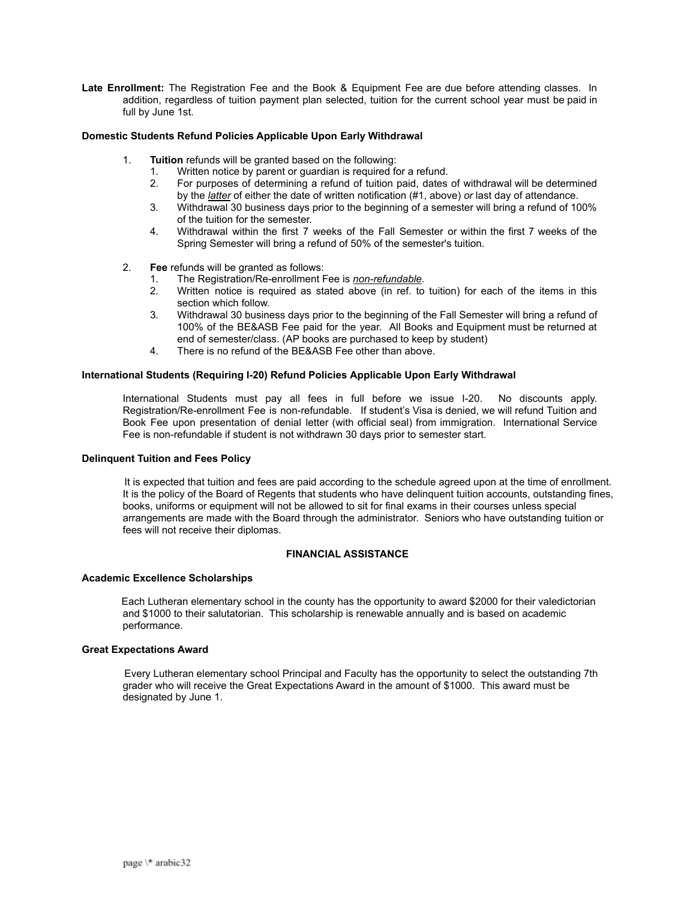**Late Enrollment:** The Registration Fee and the Book & Equipment Fee are due before attending classes. In addition, regardless of tuition payment plan selected, tuition for the current school year must be paid in full by June 1st.

**Domestic Students Refund Policies Applicable Upon Early Withdrawal**

1. **Tuition** refunds will be granted based on the following:
    1. Written notice by parent or guardian is required for a refund.
    2. For purposes of determining a refund of tuition paid, dates of withdrawal will be determined by the ***latter*** of either the date of written notification (#1, above) *or* last day of attendance.
    3. Withdrawal 30 business days prior to the beginning of a semester will bring a refund of 100% of the tuition for the semester.
    4. Withdrawal within the first 7 weeks of the Fall Semester or within the first 7 weeks of the Spring Semester will bring a refund of 50% of the semester's tuition.

2. **Fee** refunds will be granted as follows:
    1. The Registration/Re-enrollment Fee is ***non-refundable***.
    2. Written notice is required as stated above (in ref. to tuition) for each of the items in this section which follow.
    3. Withdrawal 30 business days prior to the beginning of the Fall Semester will bring a refund of 100% of the BE&ASB Fee paid for the year. All Books and Equipment must be returned at end of semester/class. (AP books are purchased to keep by student)
    4. There is no refund of the BE&ASB Fee other than above.

**International Students (Requiring I-20) Refund Policies Applicable Upon Early Withdrawal**

International Students must pay all fees in full before we issue I-20. No discounts apply. Registration/Re-enrollment Fee is non-refundable. If student's Visa is denied, we will refund Tuition and Book Fee upon presentation of denial letter (with official seal) from immigration. International Service Fee is non-refundable if student is not withdrawn 30 days prior to semester start.

**Delinquent Tuition and Fees Policy**

It is expected that tuition and fees are paid according to the schedule agreed upon at the time of enrollment. It is the policy of the Board of Regents that students who have delinquent tuition accounts, outstanding fines, books, uniforms or equipment will not be allowed to sit for final exams in their courses unless special arrangements are made with the Board through the administrator. Seniors who have outstanding tuition or fees will not receive their diplomas.

## FINANCIAL ASSISTANCE

**Academic Excellence Scholarships**

Each Lutheran elementary school in the county has the opportunity to award $2000 for their valedictorian and $1000 to their salutatorian. This scholarship is renewable annually and is based on academic performance.

**Great Expectations Award**

Every Lutheran elementary school Principal and Faculty has the opportunity to select the outstanding 7th grader who will receive the Great Expectations Award in the amount of $1000. This award must be designated by June 1.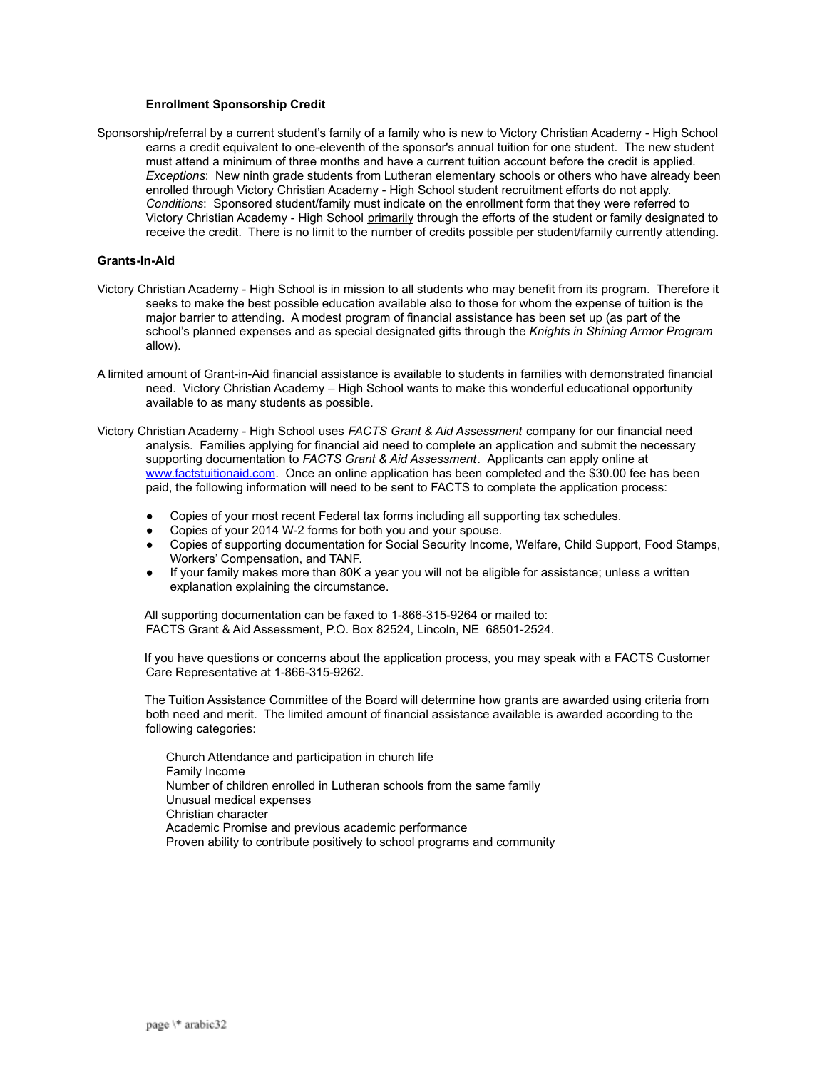### Enrollment Sponsorship Credit

Sponsorship/referral by a current student's family of a family who is new to Victory Christian Academy - High School earns a credit equivalent to one-eleventh of the sponsor's annual tuition for one student. The new student must attend a minimum of three months and have a current tuition account before the credit is applied. *Exceptions*: New ninth grade students from Lutheran elementary schools or others who have already been enrolled through Victory Christian Academy - High School student recruitment efforts do not apply. *Conditions*: Sponsored student/family must indicate on the enrollment form that they were referred to Victory Christian Academy - High School primarily through the efforts of the student or family designated to receive the credit. There is no limit to the number of credits possible per student/family currently attending.

### Grants-In-Aid

Victory Christian Academy - High School is in mission to all students who may benefit from its program. Therefore it seeks to make the best possible education available also to those for whom the expense of tuition is the major barrier to attending. A modest program of financial assistance has been set up (as part of the school's planned expenses and as special designated gifts through the *Knights in Shining Armor Program* allow).

A limited amount of Grant-in-Aid financial assistance is available to students in families with demonstrated financial need. Victory Christian Academy – High School wants to make this wonderful educational opportunity available to as many students as possible.

Victory Christian Academy - High School uses *FACTS Grant & Aid Assessment* company for our financial need analysis. Families applying for financial aid need to complete an application and submit the necessary supporting documentation to *FACTS Grant & Aid Assessment*. Applicants can apply online at www.factstuitionaid.com. Once an online application has been completed and the $30.00 fee has been paid, the following information will need to be sent to FACTS to complete the application process:

- Copies of your most recent Federal tax forms including all supporting tax schedules.
- Copies of your 2014 W-2 forms for both you and your spouse.
- Copies of supporting documentation for Social Security Income, Welfare, Child Support, Food Stamps, Workers' Compensation, and TANF.
- If your family makes more than 80K a year you will not be eligible for assistance; unless a written explanation explaining the circumstance.

All supporting documentation can be faxed to 1-866-315-9264 or mailed to:
FACTS Grant & Aid Assessment, P.O. Box 82524, Lincoln, NE 68501-2524.

If you have questions or concerns about the application process, you may speak with a FACTS Customer Care Representative at 1-866-315-9262.

The Tuition Assistance Committee of the Board will determine how grants are awarded using criteria from both need and merit. The limited amount of financial assistance available is awarded according to the following categories:

Church Attendance and participation in church life
Family Income
Number of children enrolled in Lutheran schools from the same family
Unusual medical expenses
Christian character
Academic Promise and previous academic performance
Proven ability to contribute positively to school programs and community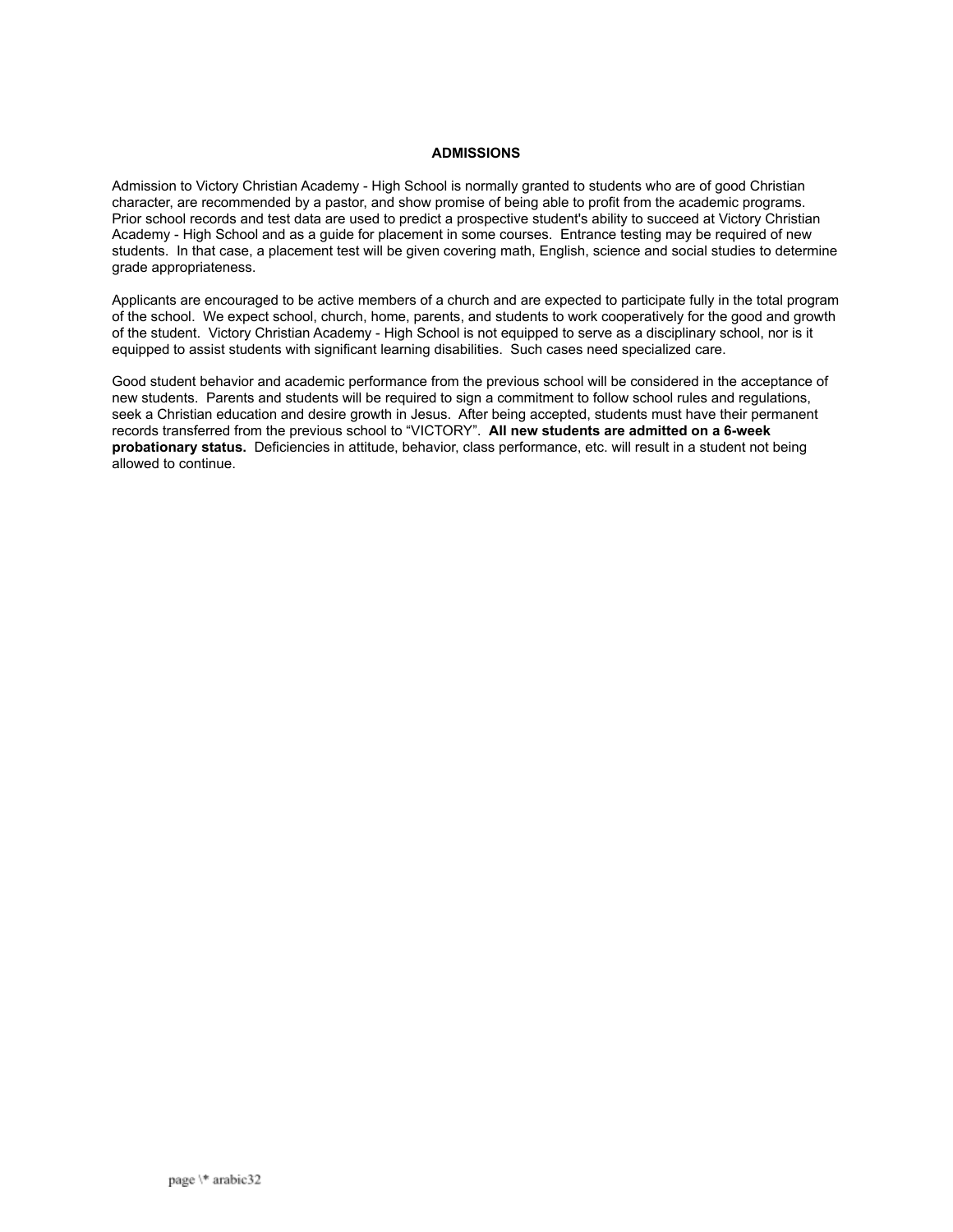## ADMISSIONS

Admission to Victory Christian Academy - High School is normally granted to students who are of good Christian character, are recommended by a pastor, and show promise of being able to profit from the academic programs. Prior school records and test data are used to predict a prospective student's ability to succeed at Victory Christian Academy - High School and as a guide for placement in some courses. Entrance testing may be required of new students. In that case, a placement test will be given covering math, English, science and social studies to determine grade appropriateness.

Applicants are encouraged to be active members of a church and are expected to participate fully in the total program of the school. We expect school, church, home, parents, and students to work cooperatively for the good and growth of the student. Victory Christian Academy - High School is not equipped to serve as a disciplinary school, nor is it equipped to assist students with significant learning disabilities. Such cases need specialized care.

Good student behavior and academic performance from the previous school will be considered in the acceptance of new students. Parents and students will be required to sign a commitment to follow school rules and regulations, seek a Christian education and desire growth in Jesus. After being accepted, students must have their permanent records transferred from the previous school to "VICTORY". **All new students are admitted on a 6-week probationary status.** Deficiencies in attitude, behavior, class performance, etc. will result in a student not being allowed to continue.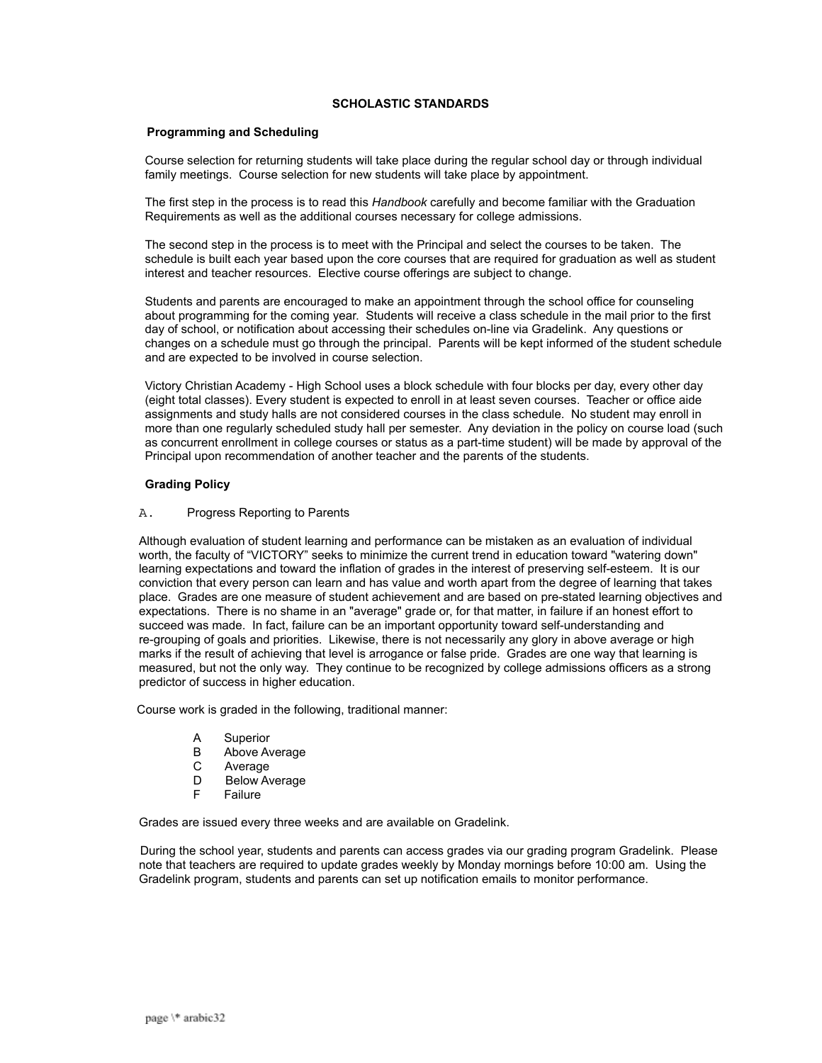# SCHOLASTIC STANDARDS

## Programming and Scheduling

Course selection for returning students will take place during the regular school day or through individual family meetings. Course selection for new students will take place by appointment.

The first step in the process is to read this *Handbook* carefully and become familiar with the Graduation Requirements as well as the additional courses necessary for college admissions.

The second step in the process is to meet with the Principal and select the courses to be taken. The schedule is built each year based upon the core courses that are required for graduation as well as student interest and teacher resources. Elective course offerings are subject to change.

Students and parents are encouraged to make an appointment through the school office for counseling about programming for the coming year. Students will receive a class schedule in the mail prior to the first day of school, or notification about accessing their schedules on-line via Gradelink. Any questions or changes on a schedule must go through the principal. Parents will be kept informed of the student schedule and are expected to be involved in course selection.

Victory Christian Academy - High School uses a block schedule with four blocks per day, every other day (eight total classes). Every student is expected to enroll in at least seven courses. Teacher or office aide assignments and study halls are not considered courses in the class schedule. No student may enroll in more than one regularly scheduled study hall per semester. Any deviation in the policy on course load (such as concurrent enrollment in college courses or status as a part-time student) will be made by approval of the Principal upon recommendation of another teacher and the parents of the students.

## Grading Policy

A. Progress Reporting to Parents

Although evaluation of student learning and performance can be mistaken as an evaluation of individual worth, the faculty of "VICTORY" seeks to minimize the current trend in education toward "watering down" learning expectations and toward the inflation of grades in the interest of preserving self-esteem. It is our conviction that every person can learn and has value and worth apart from the degree of learning that takes place. Grades are one measure of student achievement and are based on pre-stated learning objectives and expectations. There is no shame in an "average" grade or, for that matter, in failure if an honest effort to succeed was made. In fact, failure can be an important opportunity toward self-understanding and re-grouping of goals and priorities. Likewise, there is not necessarily any glory in above average or high marks if the result of achieving that level is arrogance or false pride. Grades are one way that learning is measured, but not the only way. They continue to be recognized by college admissions officers as a strong predictor of success in higher education.

Course work is graded in the following, traditional manner:

- A Superior
- B Above Average
- C Average
- D Below Average
- F Failure

Grades are issued every three weeks and are available on Gradelink.

During the school year, students and parents can access grades via our grading program Gradelink. Please note that teachers are required to update grades weekly by Monday mornings before 10:00 am. Using the Gradelink program, students and parents can set up notification emails to monitor performance.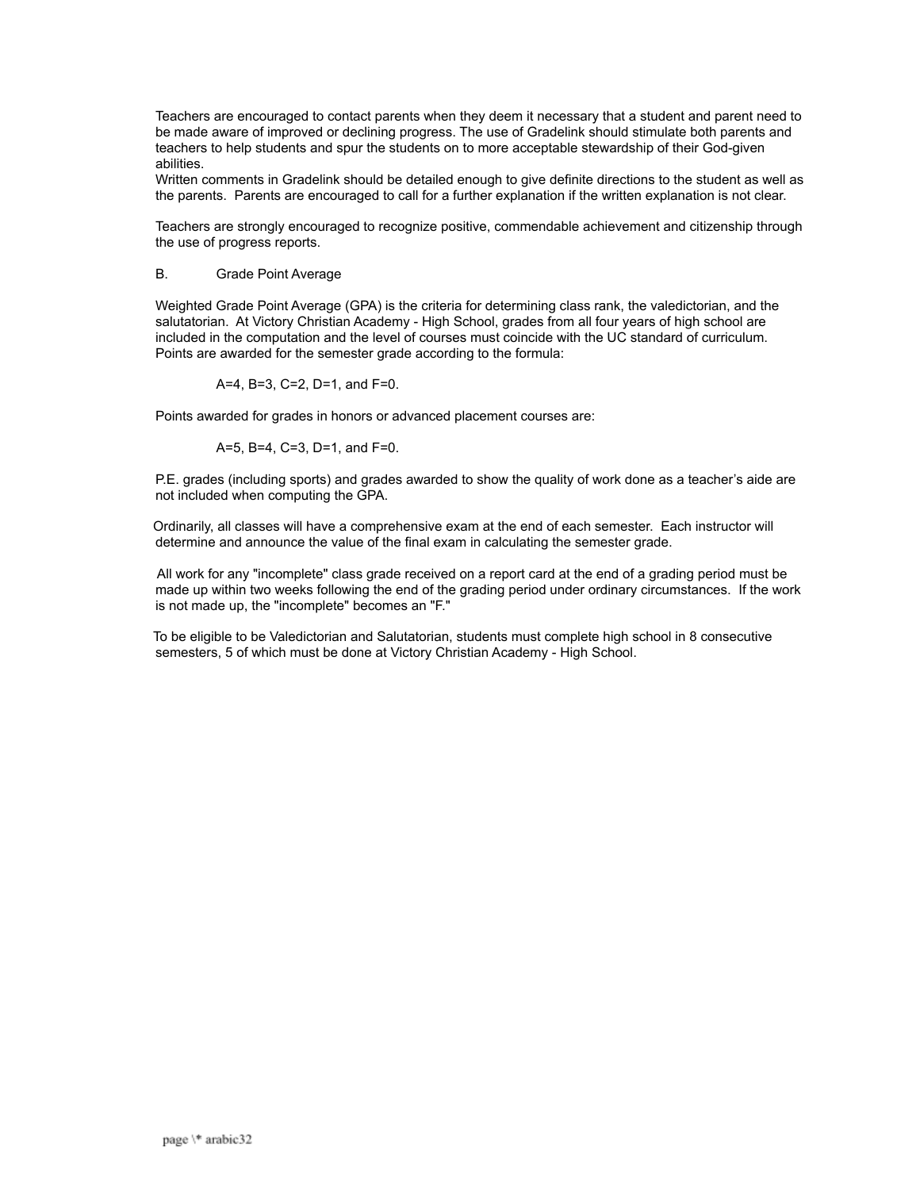Teachers are encouraged to contact parents when they deem it necessary that a student and parent need to be made aware of improved or declining progress. The use of Gradelink should stimulate both parents and teachers to help students and spur the students on to more acceptable stewardship of their God-given abilities.
Written comments in Gradelink should be detailed enough to give definite directions to the student as well as the parents. Parents are encouraged to call for a further explanation if the written explanation is not clear.

Teachers are strongly encouraged to recognize positive, commendable achievement and citizenship through the use of progress reports.

B. Grade Point Average

Weighted Grade Point Average (GPA) is the criteria for determining class rank, the valedictorian, and the salutatorian. At Victory Christian Academy - High School, grades from all four years of high school are included in the computation and the level of courses must coincide with the UC standard of curriculum. Points are awarded for the semester grade according to the formula:

A=4, B=3, C=2, D=1, and F=0.

Points awarded for grades in honors or advanced placement courses are:

A=5, B=4, C=3, D=1, and F=0.

P.E. grades (including sports) and grades awarded to show the quality of work done as a teacher's aide are not included when computing the GPA.

Ordinarily, all classes will have a comprehensive exam at the end of each semester. Each instructor will determine and announce the value of the final exam in calculating the semester grade.

All work for any "incomplete" class grade received on a report card at the end of a grading period must be made up within two weeks following the end of the grading period under ordinary circumstances. If the work is not made up, the "incomplete" becomes an "F."

To be eligible to be Valedictorian and Salutatorian, students must complete high school in 8 consecutive semesters, 5 of which must be done at Victory Christian Academy - High School.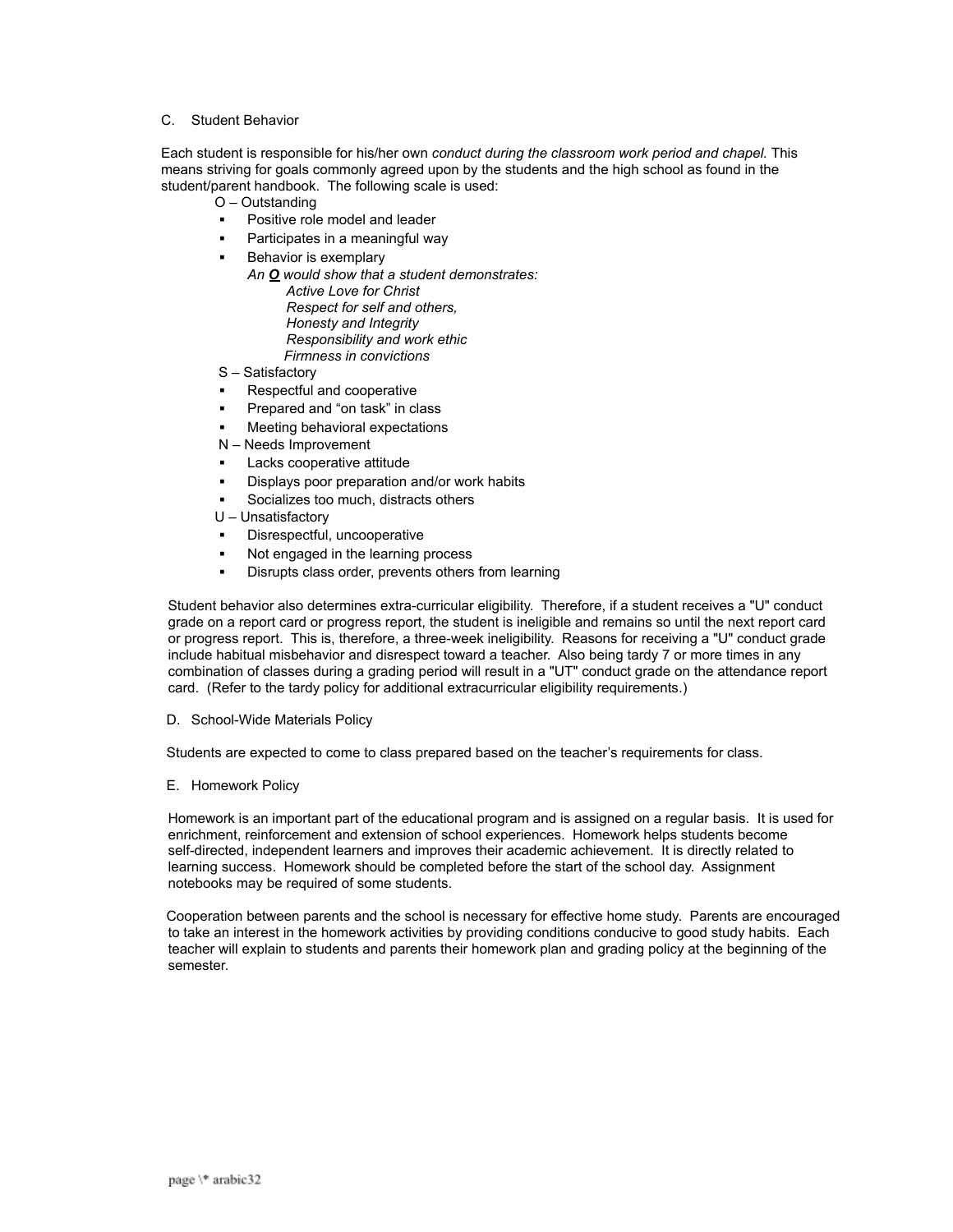### C. Student Behavior

Each student is responsible for his/her own *conduct during the classroom work period and chapel.* This means striving for goals commonly agreed upon by the students and the high school as found in the student/parent handbook. The following scale is used:

O – Outstanding

- Positive role model and leader
- Participates in a meaningful way
- Behavior is exemplary

  *An* ***O*** *would show that a student demonstrates:*

  *Active Love for Christ*
  *Respect for self and others,*
  *Honesty and Integrity*
  *Responsibility and work ethic*
  *Firmness in convictions*

S – Satisfactory

- Respectful and cooperative
- Prepared and "on task" in class
- Meeting behavioral expectations

N – Needs Improvement

- Lacks cooperative attitude
- Displays poor preparation and/or work habits
- Socializes too much, distracts others

U – Unsatisfactory

- Disrespectful, uncooperative
- Not engaged in the learning process
- Disrupts class order, prevents others from learning

Student behavior also determines extra-curricular eligibility. Therefore, if a student receives a "U" conduct grade on a report card or progress report, the student is ineligible and remains so until the next report card or progress report. This is, therefore, a three-week ineligibility. Reasons for receiving a "U" conduct grade include habitual misbehavior and disrespect toward a teacher. Also being tardy 7 or more times in any combination of classes during a grading period will result in a "UT" conduct grade on the attendance report card. (Refer to the tardy policy for additional extracurricular eligibility requirements.)

### D. School-Wide Materials Policy

Students are expected to come to class prepared based on the teacher's requirements for class.

### E. Homework Policy

Homework is an important part of the educational program and is assigned on a regular basis. It is used for enrichment, reinforcement and extension of school experiences. Homework helps students become self-directed, independent learners and improves their academic achievement. It is directly related to learning success. Homework should be completed before the start of the school day. Assignment notebooks may be required of some students.

Cooperation between parents and the school is necessary for effective home study. Parents are encouraged to take an interest in the homework activities by providing conditions conducive to good study habits. Each teacher will explain to students and parents their homework plan and grading policy at the beginning of the semester.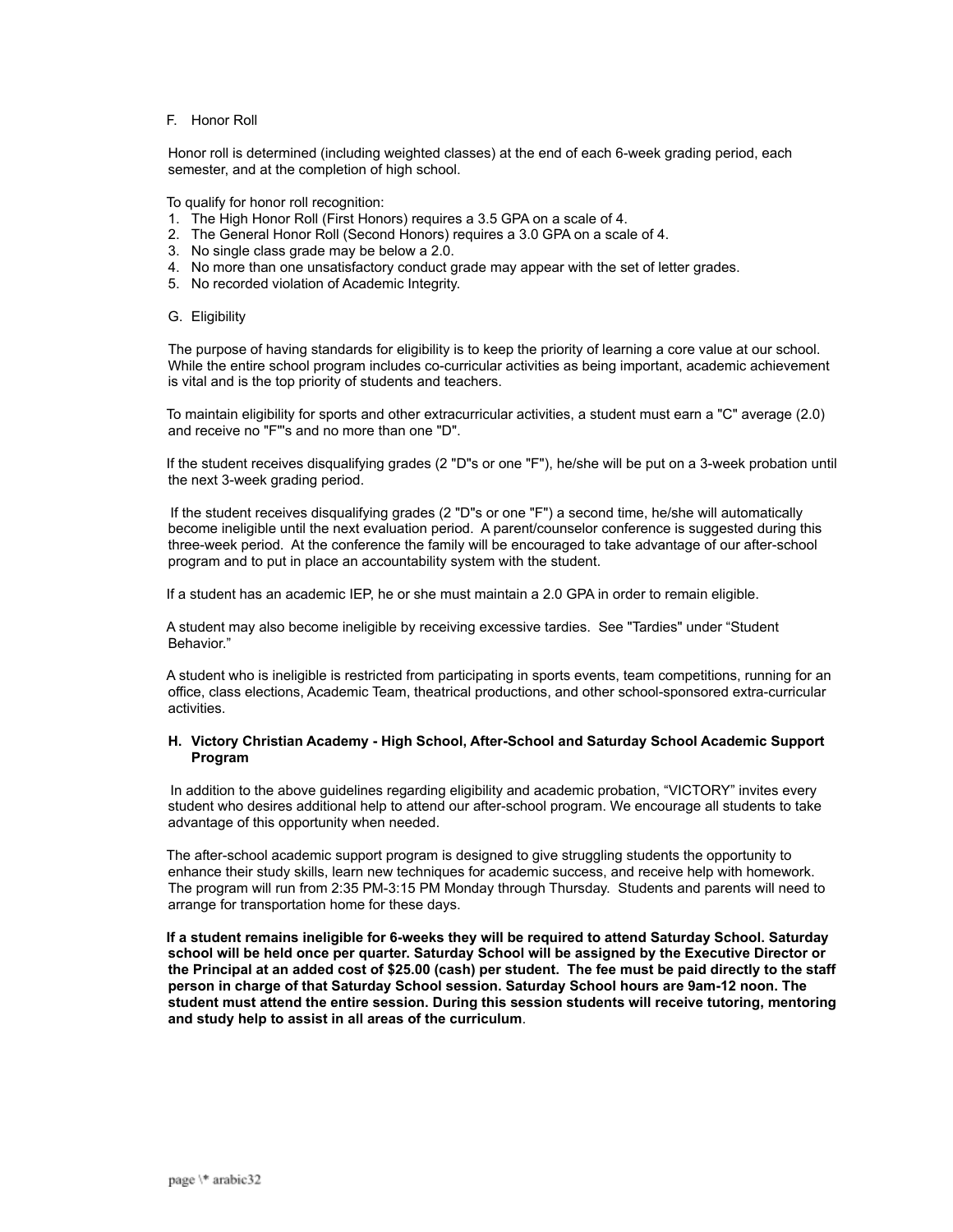### F. Honor Roll

Honor roll is determined (including weighted classes) at the end of each 6-week grading period, each semester, and at the completion of high school.

To qualify for honor roll recognition:

1. The High Honor Roll (First Honors) requires a 3.5 GPA on a scale of 4.
2. The General Honor Roll (Second Honors) requires a 3.0 GPA on a scale of 4.
3. No single class grade may be below a 2.0.
4. No more than one unsatisfactory conduct grade may appear with the set of letter grades.
5. No recorded violation of Academic Integrity.

### G. Eligibility

The purpose of having standards for eligibility is to keep the priority of learning a core value at our school. While the entire school program includes co-curricular activities as being important, academic achievement is vital and is the top priority of students and teachers.

To maintain eligibility for sports and other extracurricular activities, a student must earn a "C" average (2.0) and receive no "F"'s and no more than one "D".

If the student receives disqualifying grades (2 "D"s or one "F"), he/she will be put on a 3-week probation until the next 3-week grading period.

If the student receives disqualifying grades (2 "D"s or one "F") a second time, he/she will automatically become ineligible until the next evaluation period. A parent/counselor conference is suggested during this three-week period. At the conference the family will be encouraged to take advantage of our after-school program and to put in place an accountability system with the student.

If a student has an academic IEP, he or she must maintain a 2.0 GPA in order to remain eligible.

A student may also become ineligible by receiving excessive tardies. See "Tardies" under "Student Behavior."

A student who is ineligible is restricted from participating in sports events, team competitions, running for an office, class elections, Academic Team, theatrical productions, and other school-sponsored extra-curricular activities.

### H. Victory Christian Academy - High School, After-School and Saturday School Academic Support Program

In addition to the above guidelines regarding eligibility and academic probation, "VICTORY" invites every student who desires additional help to attend our after-school program. We encourage all students to take advantage of this opportunity when needed.

The after-school academic support program is designed to give struggling students the opportunity to enhance their study skills, learn new techniques for academic success, and receive help with homework. The program will run from 2:35 PM-3:15 PM Monday through Thursday. Students and parents will need to arrange for transportation home for these days.

**If a student remains ineligible for 6-weeks they will be required to attend Saturday School. Saturday school will be held once per quarter. Saturday School will be assigned by the Executive Director or the Principal at an added cost of $25.00 (cash) per student. The fee must be paid directly to the staff person in charge of that Saturday School session. Saturday School hours are 9am-12 noon. The student must attend the entire session. During this session students will receive tutoring, mentoring and study help to assist in all areas of the curriculum**.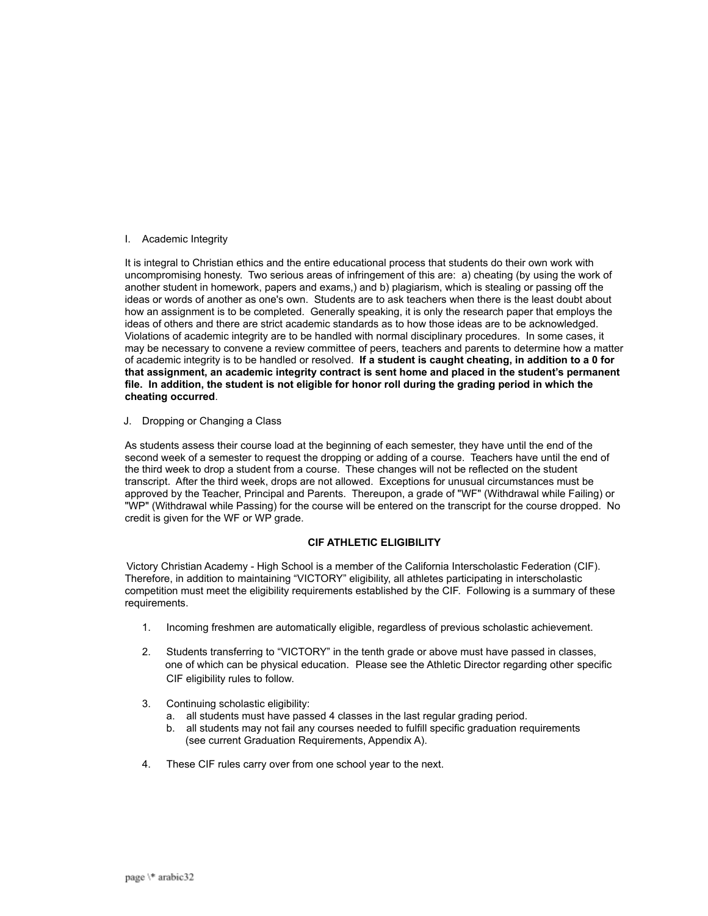I. Academic Integrity

It is integral to Christian ethics and the entire educational process that students do their own work with uncompromising honesty. Two serious areas of infringement of this are: a) cheating (by using the work of another student in homework, papers and exams,) and b) plagiarism, which is stealing or passing off the ideas or words of another as one's own. Students are to ask teachers when there is the least doubt about how an assignment is to be completed. Generally speaking, it is only the research paper that employs the ideas of others and there are strict academic standards as to how those ideas are to be acknowledged. Violations of academic integrity are to be handled with normal disciplinary procedures. In some cases, it may be necessary to convene a review committee of peers, teachers and parents to determine how a matter of academic integrity is to be handled or resolved. **If a student is caught cheating, in addition to a 0 for that assignment, an academic integrity contract is sent home and placed in the student's permanent file. In addition, the student is not eligible for honor roll during the grading period in which the cheating occurred**.

J. Dropping or Changing a Class

As students assess their course load at the beginning of each semester, they have until the end of the second week of a semester to request the dropping or adding of a course. Teachers have until the end of the third week to drop a student from a course. These changes will not be reflected on the student transcript. After the third week, drops are not allowed. Exceptions for unusual circumstances must be approved by the Teacher, Principal and Parents. Thereupon, a grade of "WF" (Withdrawal while Failing) or "WP" (Withdrawal while Passing) for the course will be entered on the transcript for the course dropped. No credit is given for the WF or WP grade.

## CIF ATHLETIC ELIGIBILITY

Victory Christian Academy - High School is a member of the California Interscholastic Federation (CIF). Therefore, in addition to maintaining "VICTORY" eligibility, all athletes participating in interscholastic competition must meet the eligibility requirements established by the CIF. Following is a summary of these requirements.

1. Incoming freshmen are automatically eligible, regardless of previous scholastic achievement.
2. Students transferring to "VICTORY" in the tenth grade or above must have passed in classes, one of which can be physical education. Please see the Athletic Director regarding other specific CIF eligibility rules to follow.
3. Continuing scholastic eligibility:
   a. all students must have passed 4 classes in the last regular grading period.
   b. all students may not fail any courses needed to fulfill specific graduation requirements (see current Graduation Requirements, Appendix A).
4. These CIF rules carry over from one school year to the next.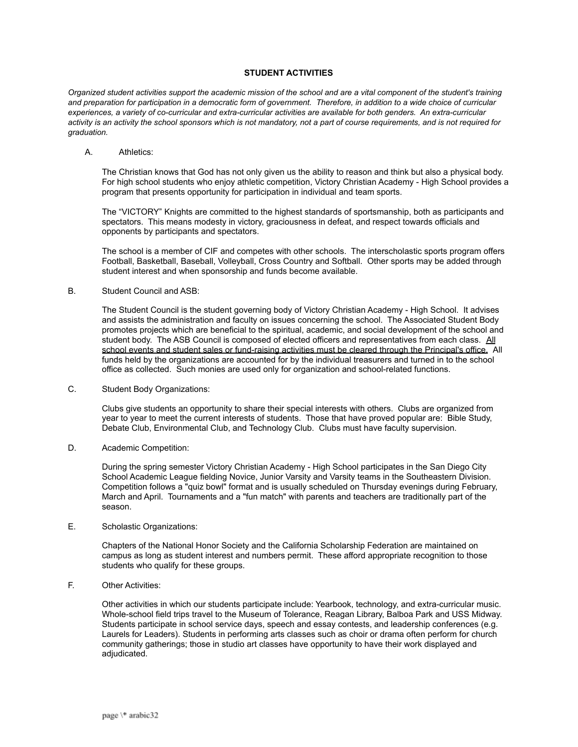## STUDENT ACTIVITIES

*Organized student activities support the academic mission of the school and are a vital component of the student's training and preparation for participation in a democratic form of government. Therefore, in addition to a wide choice of curricular experiences, a variety of co-curricular and extra-curricular activities are available for both genders. An extra-curricular activity is an activity the school sponsors which is not mandatory, not a part of course requirements, and is not required for graduation.*

A. Athletics:

The Christian knows that God has not only given us the ability to reason and think but also a physical body. For high school students who enjoy athletic competition, Victory Christian Academy - High School provides a program that presents opportunity for participation in individual and team sports.

The "VICTORY" Knights are committed to the highest standards of sportsmanship, both as participants and spectators. This means modesty in victory, graciousness in defeat, and respect towards officials and opponents by participants and spectators.

The school is a member of CIF and competes with other schools. The interscholastic sports program offers Football, Basketball, Baseball, Volleyball, Cross Country and Softball. Other sports may be added through student interest and when sponsorship and funds become available.

B. Student Council and ASB:

The Student Council is the student governing body of Victory Christian Academy - High School. It advises and assists the administration and faculty on issues concerning the school. The Associated Student Body promotes projects which are beneficial to the spiritual, academic, and social development of the school and student body. The ASB Council is composed of elected officers and representatives from each class. <u>All school events and student sales or fund-raising activities must be cleared through the Principal's office.</u> All funds held by the organizations are accounted for by the individual treasurers and turned in to the school office as collected. Such monies are used only for organization and school-related functions.

C. Student Body Organizations:

Clubs give students an opportunity to share their special interests with others. Clubs are organized from year to year to meet the current interests of students. Those that have proved popular are: Bible Study, Debate Club, Environmental Club, and Technology Club. Clubs must have faculty supervision.

D. Academic Competition:

During the spring semester Victory Christian Academy - High School participates in the San Diego City School Academic League fielding Novice, Junior Varsity and Varsity teams in the Southeastern Division. Competition follows a "quiz bowl" format and is usually scheduled on Thursday evenings during February, March and April. Tournaments and a "fun match" with parents and teachers are traditionally part of the season.

E. Scholastic Organizations:

Chapters of the National Honor Society and the California Scholarship Federation are maintained on campus as long as student interest and numbers permit. These afford appropriate recognition to those students who qualify for these groups.

F. Other Activities:

Other activities in which our students participate include: Yearbook, technology, and extra-curricular music. Whole-school field trips travel to the Museum of Tolerance, Reagan Library, Balboa Park and USS Midway. Students participate in school service days, speech and essay contests, and leadership conferences (e.g. Laurels for Leaders). Students in performing arts classes such as choir or drama often perform for church community gatherings; those in studio art classes have opportunity to have their work displayed and adjudicated.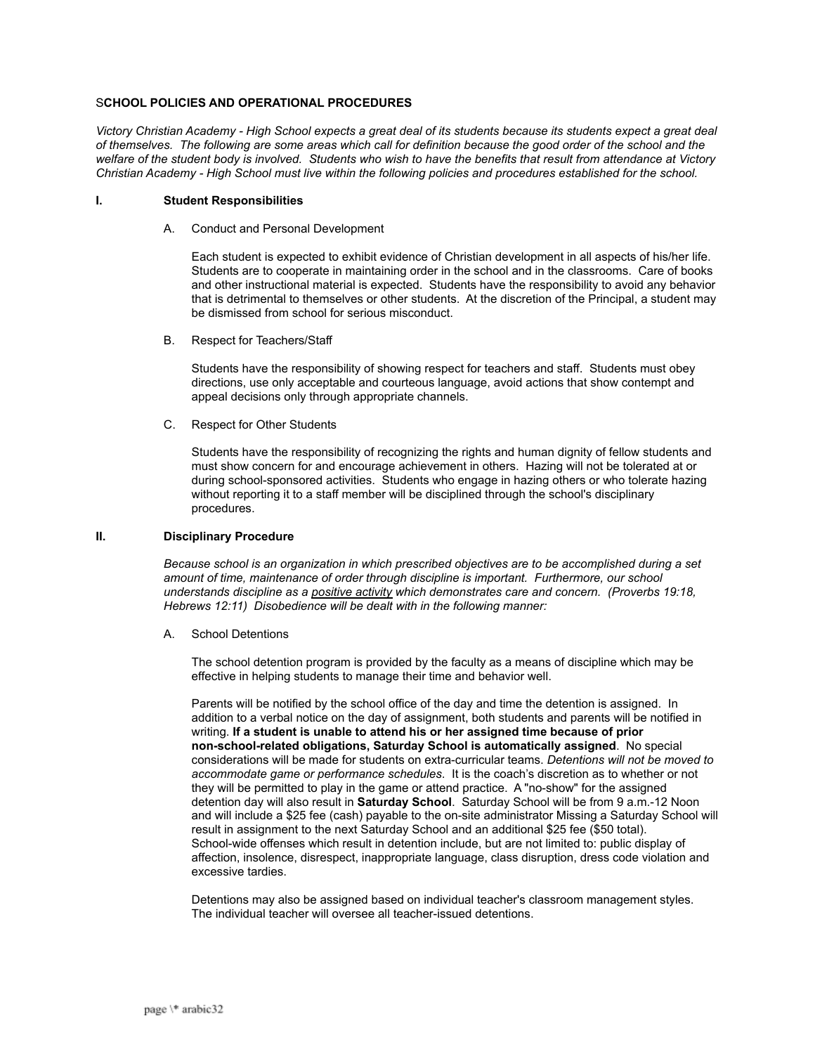## SCHOOL POLICIES AND OPERATIONAL PROCEDURES

*Victory Christian Academy - High School expects a great deal of its students because its students expect a great deal of themselves. The following are some areas which call for definition because the good order of the school and the welfare of the student body is involved. Students who wish to have the benefits that result from attendance at Victory Christian Academy - High School must live within the following policies and procedures established for the school.*

### I. Student Responsibilities

A. Conduct and Personal Development

Each student is expected to exhibit evidence of Christian development in all aspects of his/her life. Students are to cooperate in maintaining order in the school and in the classrooms. Care of books and other instructional material is expected. Students have the responsibility to avoid any behavior that is detrimental to themselves or other students. At the discretion of the Principal, a student may be dismissed from school for serious misconduct.

B. Respect for Teachers/Staff

Students have the responsibility of showing respect for teachers and staff. Students must obey directions, use only acceptable and courteous language, avoid actions that show contempt and appeal decisions only through appropriate channels.

C. Respect for Other Students

Students have the responsibility of recognizing the rights and human dignity of fellow students and must show concern for and encourage achievement in others. Hazing will not be tolerated at or during school-sponsored activities. Students who engage in hazing others or who tolerate hazing without reporting it to a staff member will be disciplined through the school's disciplinary procedures.

### II. Disciplinary Procedure

*Because school is an organization in which prescribed objectives are to be accomplished during a set amount of time, maintenance of order through discipline is important. Furthermore, our school understands discipline as a positive activity which demonstrates care and concern. (Proverbs 19:18, Hebrews 12:11) Disobedience will be dealt with in the following manner:*

A. School Detentions

The school detention program is provided by the faculty as a means of discipline which may be effective in helping students to manage their time and behavior well.

Parents will be notified by the school office of the day and time the detention is assigned. In addition to a verbal notice on the day of assignment, both students and parents will be notified in writing. **If a student is unable to attend his or her assigned time because of prior non-school-related obligations, Saturday School is automatically assigned**. No special considerations will be made for students on extra-curricular teams. *Detentions will not be moved to accommodate game or performance schedules*. It is the coach's discretion as to whether or not they will be permitted to play in the game or attend practice. A "no-show" for the assigned detention day will also result in **Saturday School**. Saturday School will be from 9 a.m.-12 Noon and will include a $25 fee (cash) payable to the on-site administrator Missing a Saturday School will result in assignment to the next Saturday School and an additional $25 fee ($50 total). School-wide offenses which result in detention include, but are not limited to: public display of affection, insolence, disrespect, inappropriate language, class disruption, dress code violation and excessive tardies.

Detentions may also be assigned based on individual teacher's classroom management styles. The individual teacher will oversee all teacher-issued detentions.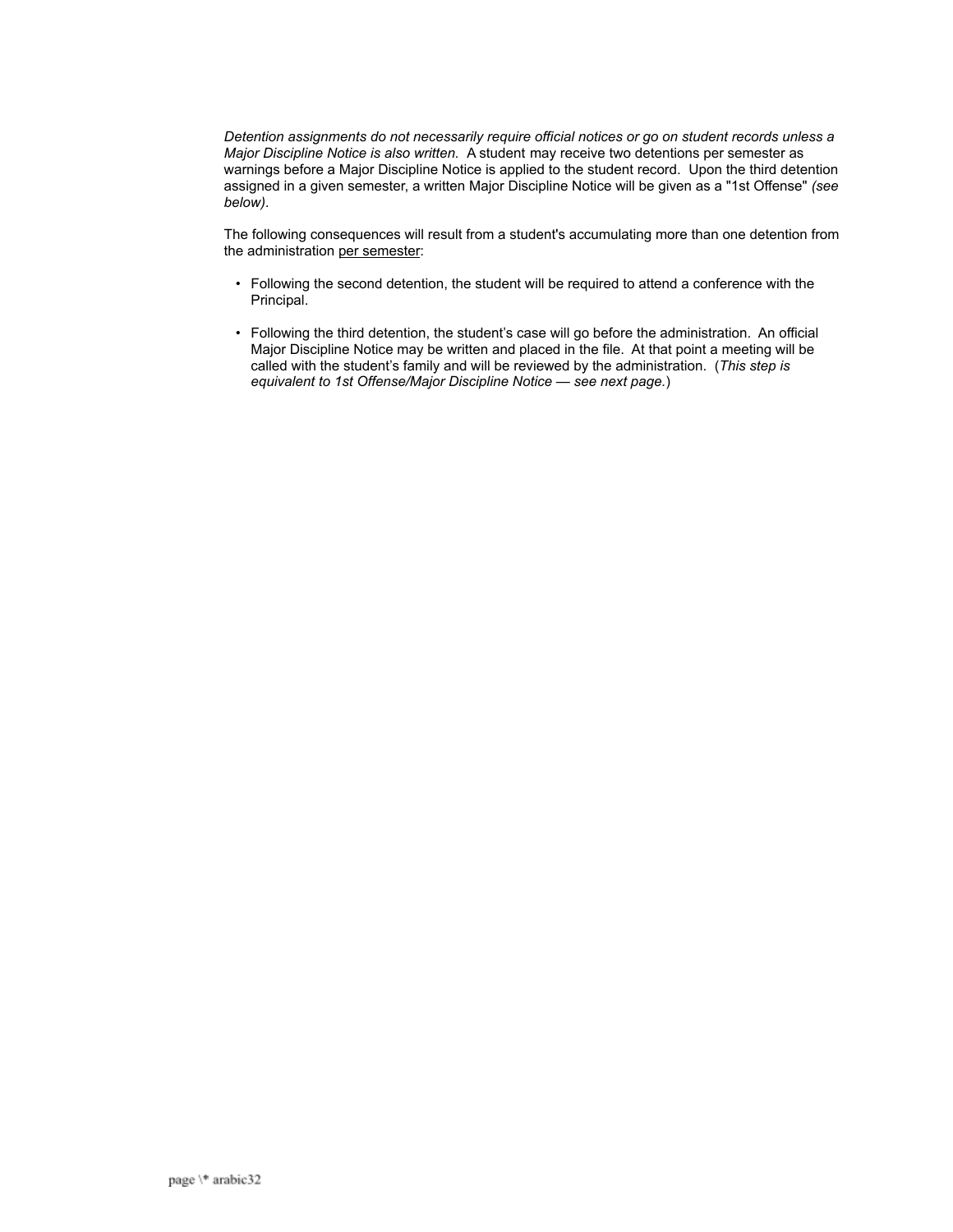*Detention assignments do not necessarily require official notices or go on student records unless a Major Discipline Notice is also written.* A student may receive two detentions per semester as warnings before a Major Discipline Notice is applied to the student record. Upon the third detention assigned in a given semester, a written Major Discipline Notice will be given as a "1st Offense" *(see below)*.

The following consequences will result from a student's accumulating more than one detention from the administration per semester:

- Following the second detention, the student will be required to attend a conference with the Principal.
- Following the third detention, the student's case will go before the administration. An official Major Discipline Notice may be written and placed in the file. At that point a meeting will be called with the student's family and will be reviewed by the administration. (*This step is equivalent to 1st Offense/Major Discipline Notice — see next page.*)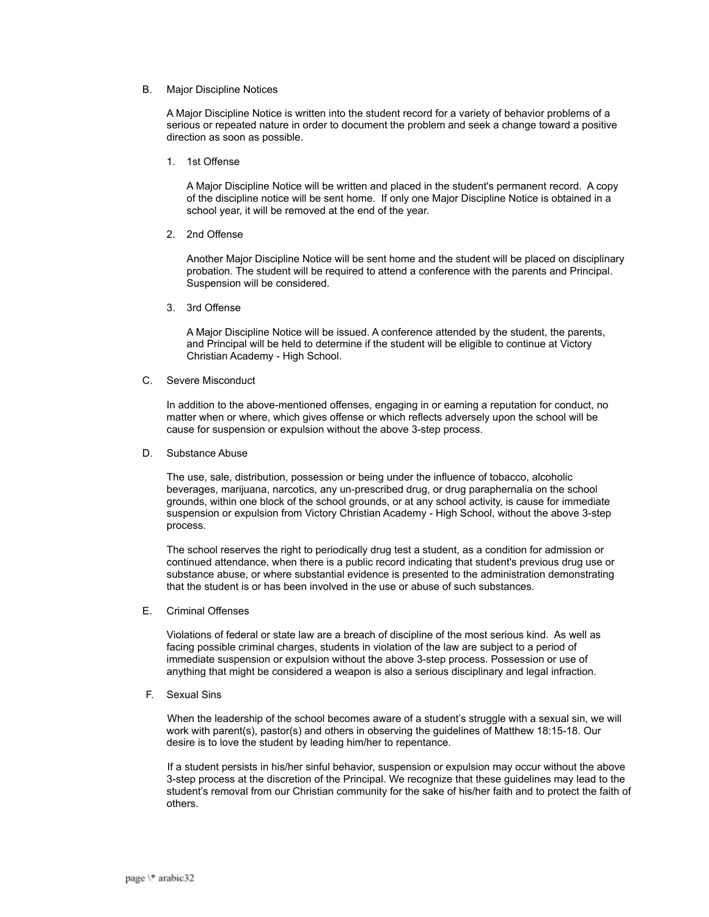## B. Major Discipline Notices

A Major Discipline Notice is written into the student record for a variety of behavior problems of a serious or repeated nature in order to document the problem and seek a change toward a positive direction as soon as possible.

1. 1st Offense

   A Major Discipline Notice will be written and placed in the student's permanent record. A copy of the discipline notice will be sent home. If only one Major Discipline Notice is obtained in a school year, it will be removed at the end of the year.

2. 2nd Offense

   Another Major Discipline Notice will be sent home and the student will be placed on disciplinary probation. The student will be required to attend a conference with the parents and Principal. Suspension will be considered.

3. 3rd Offense

   A Major Discipline Notice will be issued. A conference attended by the student, the parents, and Principal will be held to determine if the student will be eligible to continue at Victory Christian Academy - High School.

## C. Severe Misconduct

In addition to the above-mentioned offenses, engaging in or earning a reputation for conduct, no matter when or where, which gives offense or which reflects adversely upon the school will be cause for suspension or expulsion without the above 3-step process.

## D. Substance Abuse

The use, sale, distribution, possession or being under the influence of tobacco, alcoholic beverages, marijuana, narcotics, any un-prescribed drug, or drug paraphernalia on the school grounds, within one block of the school grounds, or at any school activity, is cause for immediate suspension or expulsion from Victory Christian Academy - High School, without the above 3-step process.

The school reserves the right to periodically drug test a student, as a condition for admission or continued attendance, when there is a public record indicating that student's previous drug use or substance abuse, or where substantial evidence is presented to the administration demonstrating that the student is or has been involved in the use or abuse of such substances.

## E. Criminal Offenses

Violations of federal or state law are a breach of discipline of the most serious kind. As well as facing possible criminal charges, students in violation of the law are subject to a period of immediate suspension or expulsion without the above 3-step process. Possession or use of anything that might be considered a weapon is also a serious disciplinary and legal infraction.

## F. Sexual Sins

When the leadership of the school becomes aware of a student's struggle with a sexual sin, we will work with parent(s), pastor(s) and others in observing the guidelines of Matthew 18:15-18. Our desire is to love the student by leading him/her to repentance.

If a student persists in his/her sinful behavior, suspension or expulsion may occur without the above 3-step process at the discretion of the Principal. We recognize that these guidelines may lead to the student's removal from our Christian community for the sake of his/her faith and to protect the faith of others.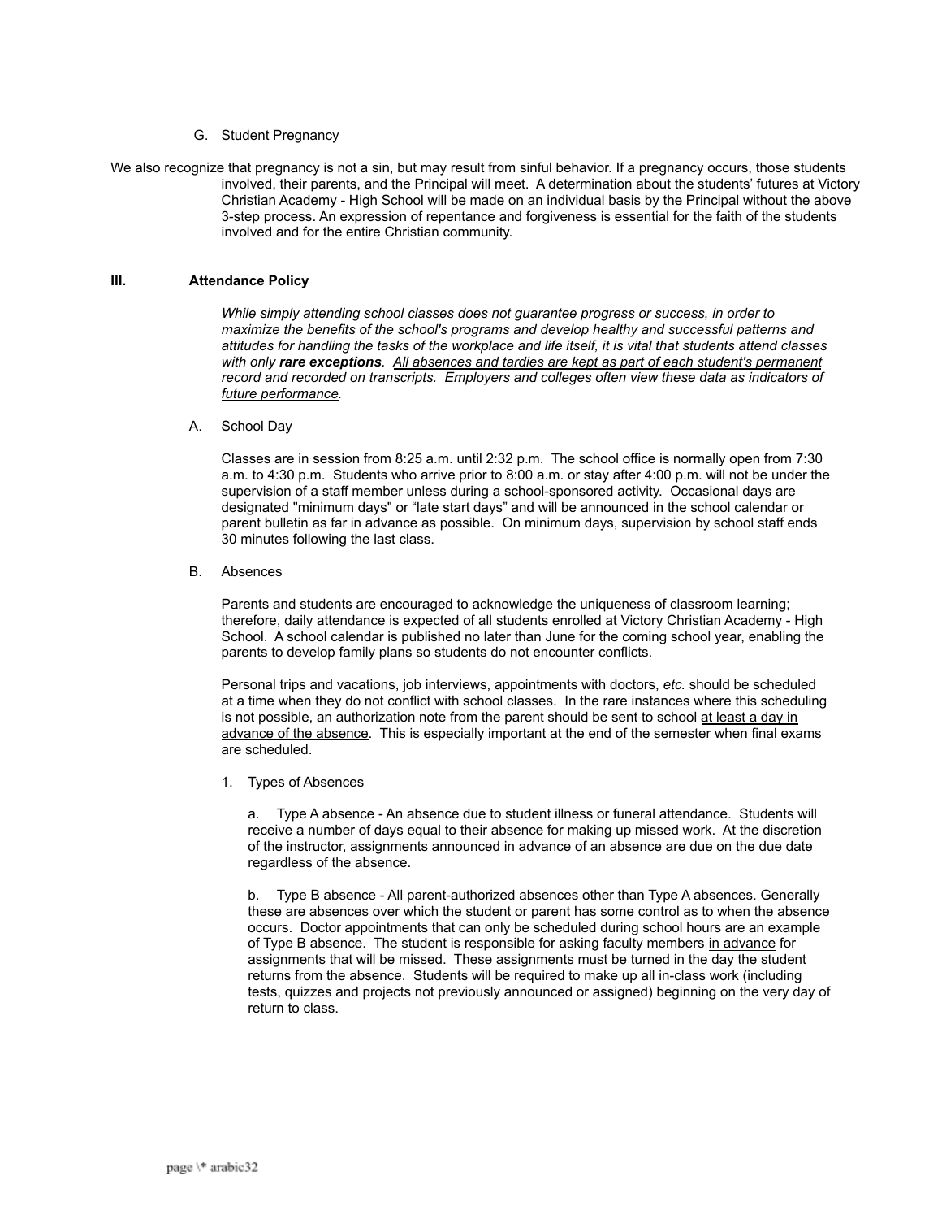G. Student Pregnancy

We also recognize that pregnancy is not a sin, but may result from sinful behavior. If a pregnancy occurs, those students involved, their parents, and the Principal will meet. A determination about the students' futures at Victory Christian Academy - High School will be made on an individual basis by the Principal without the above 3-step process. An expression of repentance and forgiveness is essential for the faith of the students involved and for the entire Christian community.

## III. Attendance Policy

*While simply attending school classes does not guarantee progress or success, in order to maximize the benefits of the school's programs and develop healthy and successful patterns and attitudes for handling the tasks of the workplace and life itself, it is vital that students attend classes with only **rare exceptions**. <u>All absences and tardies are kept as part of each student's permanent record and recorded on transcripts. Employers and colleges often view these data as indicators of future performance.</u>*

A. School Day

Classes are in session from 8:25 a.m. until 2:32 p.m. The school office is normally open from 7:30 a.m. to 4:30 p.m. Students who arrive prior to 8:00 a.m. or stay after 4:00 p.m. will not be under the supervision of a staff member unless during a school-sponsored activity. Occasional days are designated "minimum days" or "late start days" and will be announced in the school calendar or parent bulletin as far in advance as possible. On minimum days, supervision by school staff ends 30 minutes following the last class.

B. Absences

Parents and students are encouraged to acknowledge the uniqueness of classroom learning; therefore, daily attendance is expected of all students enrolled at Victory Christian Academy - High School. A school calendar is published no later than June for the coming school year, enabling the parents to develop family plans so students do not encounter conflicts.

Personal trips and vacations, job interviews, appointments with doctors, *etc.* should be scheduled at a time when they do not conflict with school classes. In the rare instances where this scheduling is not possible, an authorization note from the parent should be sent to school <u>at least a day in advance of the absence</u>. This is especially important at the end of the semester when final exams are scheduled.

1. Types of Absences

a. Type A absence - An absence due to student illness or funeral attendance. Students will receive a number of days equal to their absence for making up missed work. At the discretion of the instructor, assignments announced in advance of an absence are due on the due date regardless of the absence.

b. Type B absence - All parent-authorized absences other than Type A absences. Generally these are absences over which the student or parent has some control as to when the absence occurs. Doctor appointments that can only be scheduled during school hours are an example of Type B absence. The student is responsible for asking faculty members <u>in advance</u> for assignments that will be missed. These assignments must be turned in the day the student returns from the absence. Students will be required to make up all in-class work (including tests, quizzes and projects not previously announced or assigned) beginning on the very day of return to class.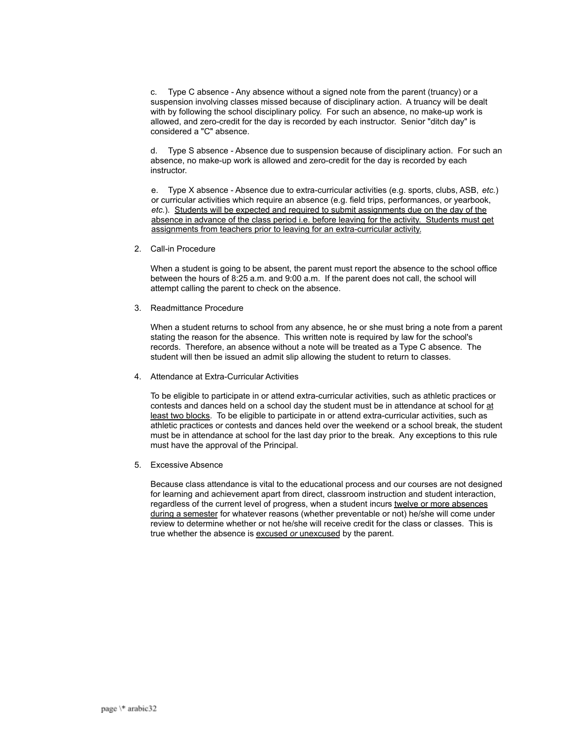c. Type C absence - Any absence without a signed note from the parent (truancy) or a suspension involving classes missed because of disciplinary action. A truancy will be dealt with by following the school disciplinary policy. For such an absence, no make-up work is allowed, and zero-credit for the day is recorded by each instructor. Senior "ditch day" is considered a "C" absence.

d. Type S absence - Absence due to suspension because of disciplinary action. For such an absence, no make-up work is allowed and zero-credit for the day is recorded by each instructor.

e. Type X absence - Absence due to extra-curricular activities (e.g. sports, clubs, ASB, *etc.*) or curricular activities which require an absence (e.g. field trips, performances, or yearbook, *etc.*). <u>Students will be expected and required to submit assignments due on the day of the absence in advance of the class period i.e. before leaving for the activity. Students must get assignments from teachers prior to leaving for an extra-curricular activity.</u>

2. Call-in Procedure

   When a student is going to be absent, the parent must report the absence to the school office between the hours of 8:25 a.m. and 9:00 a.m. If the parent does not call, the school will attempt calling the parent to check on the absence.

3. Readmittance Procedure

   When a student returns to school from any absence, he or she must bring a note from a parent stating the reason for the absence. This written note is required by law for the school's records. Therefore, an absence without a note will be treated as a Type C absence. The student will then be issued an admit slip allowing the student to return to classes.

4. Attendance at Extra-Curricular Activities

   To be eligible to participate in or attend extra-curricular activities, such as athletic practices or contests and dances held on a school day the student must be in attendance at school for <u>at least two blocks</u>. To be eligible to participate in or attend extra-curricular activities, such as athletic practices or contests and dances held over the weekend or a school break, the student must be in attendance at school for the last day prior to the break. Any exceptions to this rule must have the approval of the Principal.

5. Excessive Absence

   Because class attendance is vital to the educational process and our courses are not designed for learning and achievement apart from direct, classroom instruction and student interaction, regardless of the current level of progress, when a student incurs <u>twelve or more absences during a semester</u> for whatever reasons (whether preventable or not) he/she will come under review to determine whether or not he/she will receive credit for the class or classes. This is true whether the absence is <u>excused *or* unexcused</u> by the parent.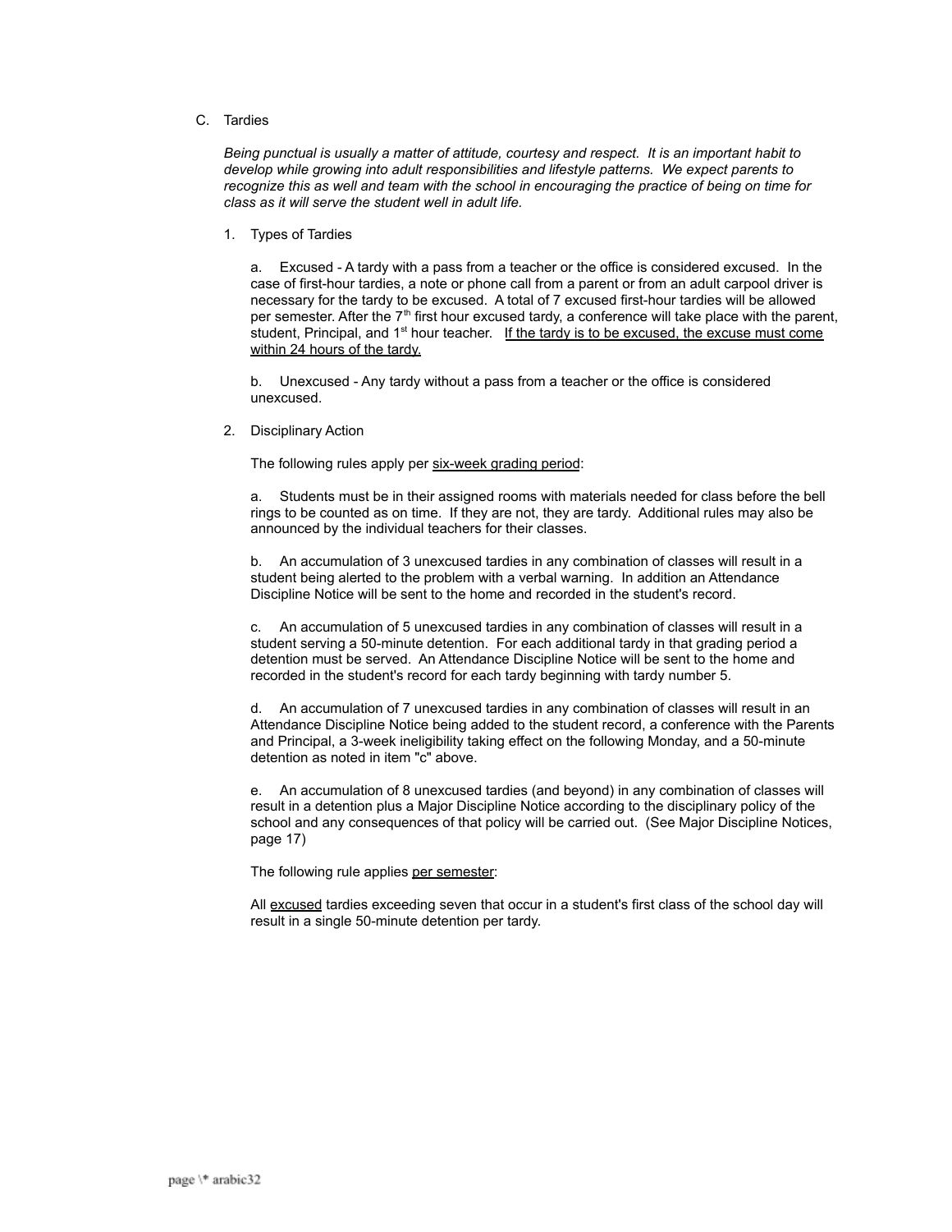C. Tardies

*Being punctual is usually a matter of attitude, courtesy and respect. It is an important habit to develop while growing into adult responsibilities and lifestyle patterns. We expect parents to recognize this as well and team with the school in encouraging the practice of being on time for class as it will serve the student well in adult life.*

1. Types of Tardies

a. Excused - A tardy with a pass from a teacher or the office is considered excused. In the case of first-hour tardies, a note or phone call from a parent or from an adult carpool driver is necessary for the tardy to be excused. A total of 7 excused first-hour tardies will be allowed per semester. After the 7th first hour excused tardy, a conference will take place with the parent, student, Principal, and 1st hour teacher. <u>If the tardy is to be excused, the excuse must come within 24 hours of the tardy.</u>

b. Unexcused - Any tardy without a pass from a teacher or the office is considered unexcused.

2. Disciplinary Action

The following rules apply per <u>six-week grading period</u>:

a. Students must be in their assigned rooms with materials needed for class before the bell rings to be counted as on time. If they are not, they are tardy. Additional rules may also be announced by the individual teachers for their classes.

b. An accumulation of 3 unexcused tardies in any combination of classes will result in a student being alerted to the problem with a verbal warning. In addition an Attendance Discipline Notice will be sent to the home and recorded in the student's record.

c. An accumulation of 5 unexcused tardies in any combination of classes will result in a student serving a 50-minute detention. For each additional tardy in that grading period a detention must be served. An Attendance Discipline Notice will be sent to the home and recorded in the student's record for each tardy beginning with tardy number 5.

d. An accumulation of 7 unexcused tardies in any combination of classes will result in an Attendance Discipline Notice being added to the student record, a conference with the Parents and Principal, a 3-week ineligibility taking effect on the following Monday, and a 50-minute detention as noted in item "c" above.

e. An accumulation of 8 unexcused tardies (and beyond) in any combination of classes will result in a detention plus a Major Discipline Notice according to the disciplinary policy of the school and any consequences of that policy will be carried out. (See Major Discipline Notices, page 17)

The following rule applies <u>per semester</u>:

All <u>excused</u> tardies exceeding seven that occur in a student's first class of the school day will result in a single 50-minute detention per tardy.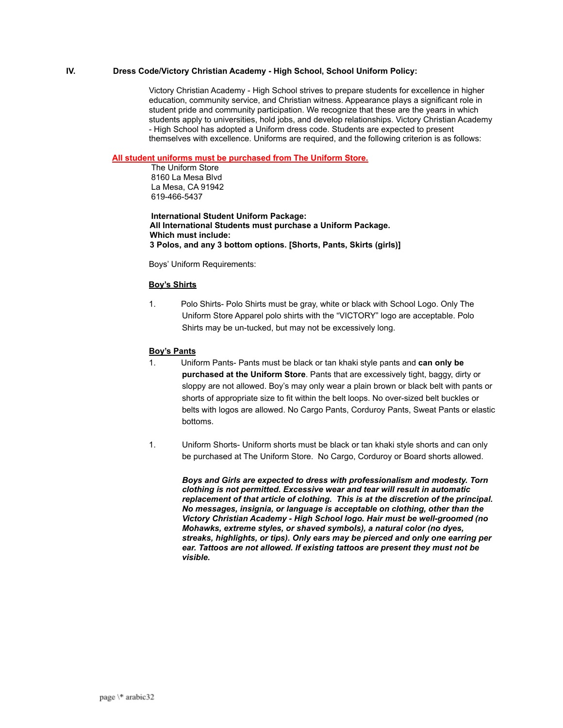## IV. Dress Code/Victory Christian Academy - High School, School Uniform Policy:

Victory Christian Academy - High School strives to prepare students for excellence in higher education, community service, and Christian witness. Appearance plays a significant role in student pride and community participation. We recognize that these are the years in which students apply to universities, hold jobs, and develop relationships. Victory Christian Academy - High School has adopted a Uniform dress code. Students are expected to present themselves with excellence. Uniforms are required, and the following criterion is as follows:

**All student uniforms must be purchased from The Uniform Store.**

The Uniform Store
8160 La Mesa Blvd
La Mesa, CA 91942
619-466-5437

**International Student Uniform Package:**
**All International Students must purchase a Uniform Package.**
**Which must include:**
**3 Polos, and any 3 bottom options. [Shorts, Pants, Skirts (girls)]**

Boys' Uniform Requirements:

**Boy's Shirts**

1. Polo Shirts- Polo Shirts must be gray, white or black with School Logo. Only The Uniform Store Apparel polo shirts with the "VICTORY" logo are acceptable. Polo Shirts may be un-tucked, but may not be excessively long.

**Boy's Pants**

1. Uniform Pants- Pants must be black or tan khaki style pants and **can only be purchased at the Uniform Store**. Pants that are excessively tight, baggy, dirty or sloppy are not allowed. Boy's may only wear a plain brown or black belt with pants or shorts of appropriate size to fit within the belt loops. No over-sized belt buckles or belts with logos are allowed. No Cargo Pants, Corduroy Pants, Sweat Pants or elastic bottoms.

1. Uniform Shorts- Uniform shorts must be black or tan khaki style shorts and can only be purchased at The Uniform Store. No Cargo, Corduroy or Board shorts allowed.

***Boys and Girls are expected to dress with professionalism and modesty. Torn clothing is not permitted. Excessive wear and tear will result in automatic replacement of that article of clothing. This is at the discretion of the principal. No messages, insignia, or language is acceptable on clothing, other than the Victory Christian Academy - High School logo. Hair must be well-groomed (no Mohawks, extreme styles, or shaved symbols), a natural color (no dyes, streaks, highlights, or tips). Only ears may be pierced and only one earring per ear. Tattoos are not allowed. If existing tattoos are present they must not be visible.***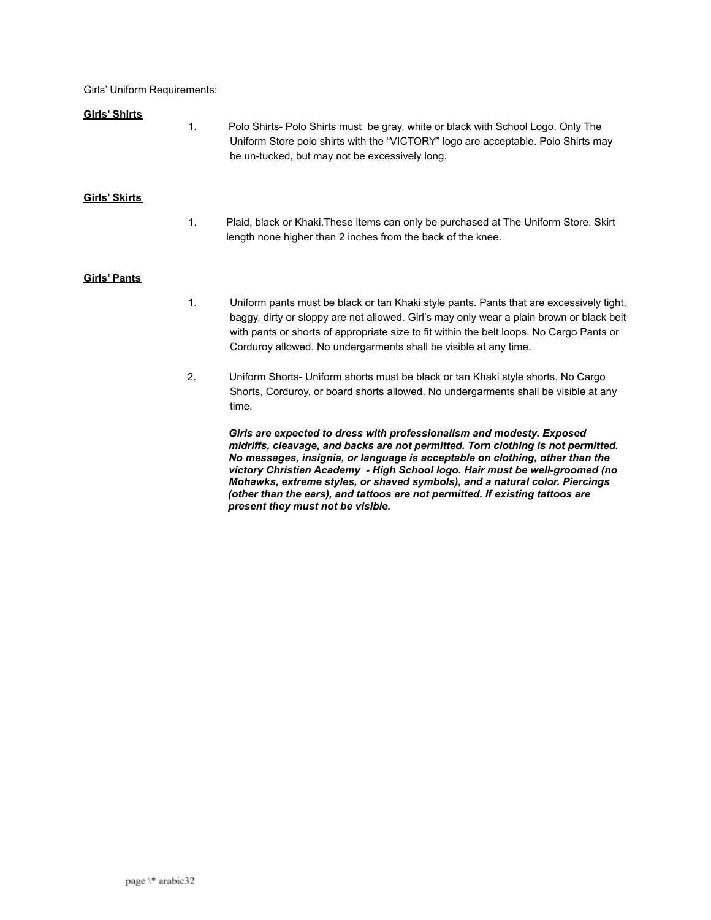Girls' Uniform Requirements:

**Girls' Shirts**

1. Polo Shirts- Polo Shirts must be gray, white or black with School Logo. Only The Uniform Store polo shirts with the "VICTORY" logo are acceptable. Polo Shirts may be un-tucked, but may not be excessively long.

**Girls' Skirts**

1. Plaid, black or Khaki.These items can only be purchased at The Uniform Store. Skirt length none higher than 2 inches from the back of the knee.

**Girls' Pants**

1. Uniform pants must be black or tan Khaki style pants. Pants that are excessively tight, baggy, dirty or sloppy are not allowed. Girl's may only wear a plain brown or black belt with pants or shorts of appropriate size to fit within the belt loops. No Cargo Pants or Corduroy allowed. No undergarments shall be visible at any time.

2. Uniform Shorts- Uniform shorts must be black or tan Khaki style shorts. No Cargo Shorts, Corduroy, or board shorts allowed. No undergarments shall be visible at any time.

***Girls are expected to dress with professionalism and modesty. Exposed midriffs, cleavage, and backs are not permitted. Torn clothing is not permitted. No messages, insignia, or language is acceptable on clothing, other than the victory Christian Academy - High School logo. Hair must be well-groomed (no Mohawks, extreme styles, or shaved symbols), and a natural color. Piercings (other than the ears), and tattoos are not permitted. If existing tattoos are present they must not be visible.***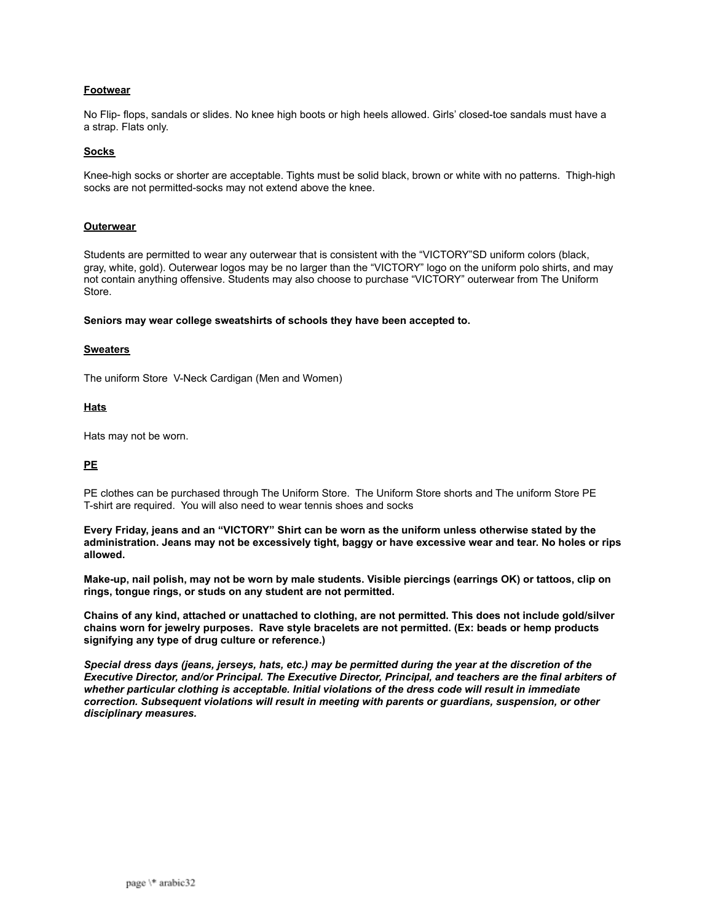**Footwear**

No Flip- flops, sandals or slides. No knee high boots or high heels allowed. Girls' closed-toe sandals must have a a strap. Flats only.

**Socks**

Knee-high socks or shorter are acceptable. Tights must be solid black, brown or white with no patterns. Thigh-high socks are not permitted-socks may not extend above the knee.

**Outerwear**

Students are permitted to wear any outerwear that is consistent with the "VICTORY"SD uniform colors (black, gray, white, gold). Outerwear logos may be no larger than the "VICTORY" logo on the uniform polo shirts, and may not contain anything offensive. Students may also choose to purchase "VICTORY" outerwear from The Uniform Store.

**Seniors may wear college sweatshirts of schools they have been accepted to.**

**Sweaters**

The uniform Store V-Neck Cardigan (Men and Women)

**Hats**

Hats may not be worn.

**PE**

PE clothes can be purchased through The Uniform Store. The Uniform Store shorts and The uniform Store PE T-shirt are required. You will also need to wear tennis shoes and socks

**Every Friday, jeans and an "VICTORY" Shirt can be worn as the uniform unless otherwise stated by the administration. Jeans may not be excessively tight, baggy or have excessive wear and tear. No holes or rips allowed.**

**Make-up, nail polish, may not be worn by male students. Visible piercings (earrings OK) or tattoos, clip on rings, tongue rings, or studs on any student are not permitted.**

**Chains of any kind, attached or unattached to clothing, are not permitted. This does not include gold/silver chains worn for jewelry purposes. Rave style bracelets are not permitted. (Ex: beads or hemp products signifying any type of drug culture or reference.)**

***Special dress days (jeans, jerseys, hats, etc.) may be permitted during the year at the discretion of the Executive Director, and/or Principal. The Executive Director, Principal, and teachers are the final arbiters of whether particular clothing is acceptable. Initial violations of the dress code will result in immediate correction. Subsequent violations will result in meeting with parents or guardians, suspension, or other disciplinary measures.***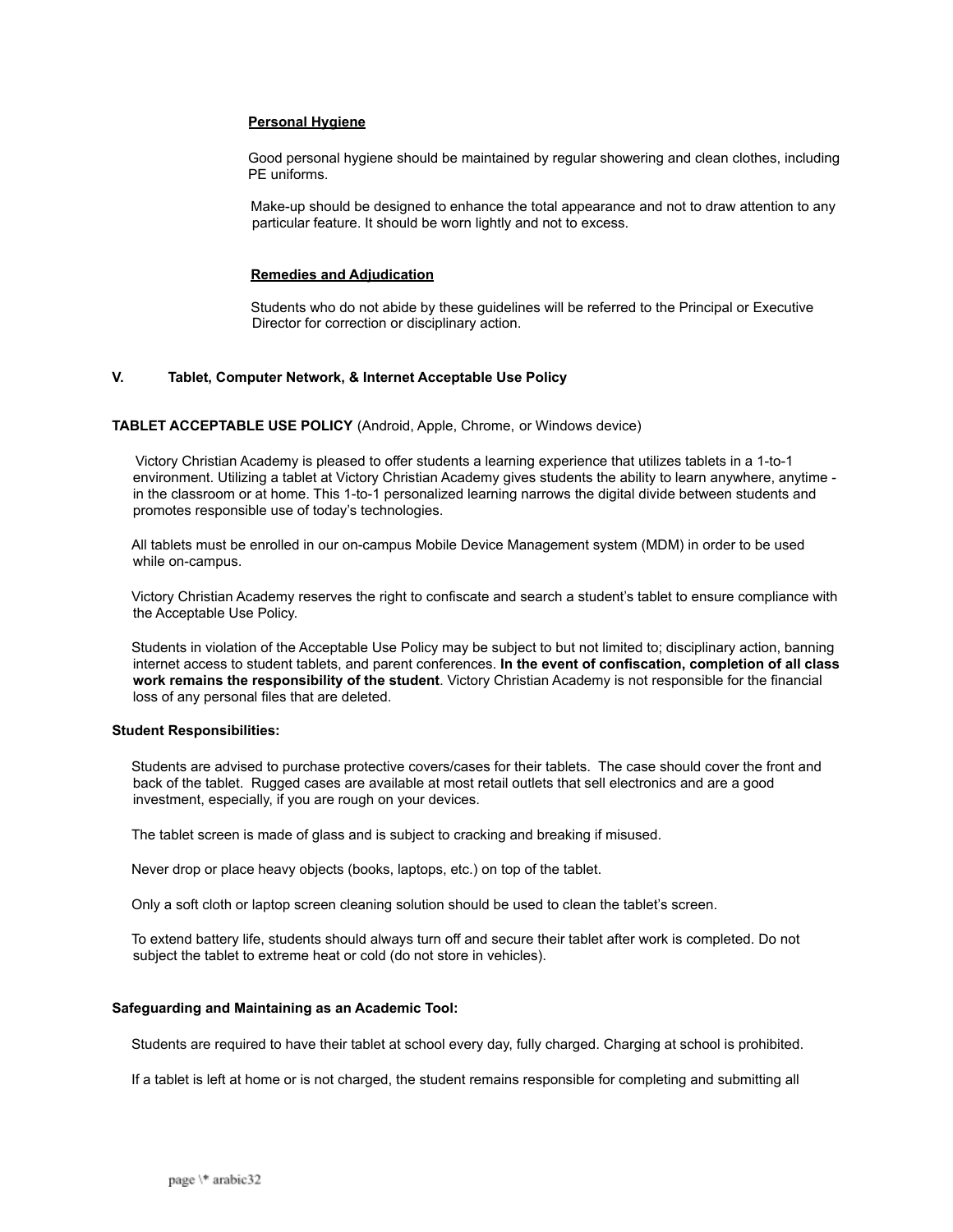**Personal Hygiene**

Good personal hygiene should be maintained by regular showering and clean clothes, including PE uniforms.

Make-up should be designed to enhance the total appearance and not to draw attention to any particular feature. It should be worn lightly and not to excess.

**Remedies and Adjudication**

Students who do not abide by these guidelines will be referred to the Principal or Executive Director for correction or disciplinary action.

## V. Tablet, Computer Network, & Internet Acceptable Use Policy

**TABLET ACCEPTABLE USE POLICY** (Android, Apple, Chrome, or Windows device)

Victory Christian Academy is pleased to offer students a learning experience that utilizes tablets in a 1-to-1 environment. Utilizing a tablet at Victory Christian Academy gives students the ability to learn anywhere, anytime - in the classroom or at home. This 1-to-1 personalized learning narrows the digital divide between students and promotes responsible use of today's technologies.

All tablets must be enrolled in our on-campus Mobile Device Management system (MDM) in order to be used while on-campus.

Victory Christian Academy reserves the right to confiscate and search a student's tablet to ensure compliance with the Acceptable Use Policy.

Students in violation of the Acceptable Use Policy may be subject to but not limited to; disciplinary action, banning internet access to student tablets, and parent conferences. **In the event of confiscation, completion of all class work remains the responsibility of the student**. Victory Christian Academy is not responsible for the financial loss of any personal files that are deleted.

**Student Responsibilities:**

Students are advised to purchase protective covers/cases for their tablets. The case should cover the front and back of the tablet. Rugged cases are available at most retail outlets that sell electronics and are a good investment, especially, if you are rough on your devices.

The tablet screen is made of glass and is subject to cracking and breaking if misused.

Never drop or place heavy objects (books, laptops, etc.) on top of the tablet.

Only a soft cloth or laptop screen cleaning solution should be used to clean the tablet's screen.

To extend battery life, students should always turn off and secure their tablet after work is completed. Do not subject the tablet to extreme heat or cold (do not store in vehicles).

**Safeguarding and Maintaining as an Academic Tool:**

Students are required to have their tablet at school every day, fully charged. Charging at school is prohibited.

If a tablet is left at home or is not charged, the student remains responsible for completing and submitting all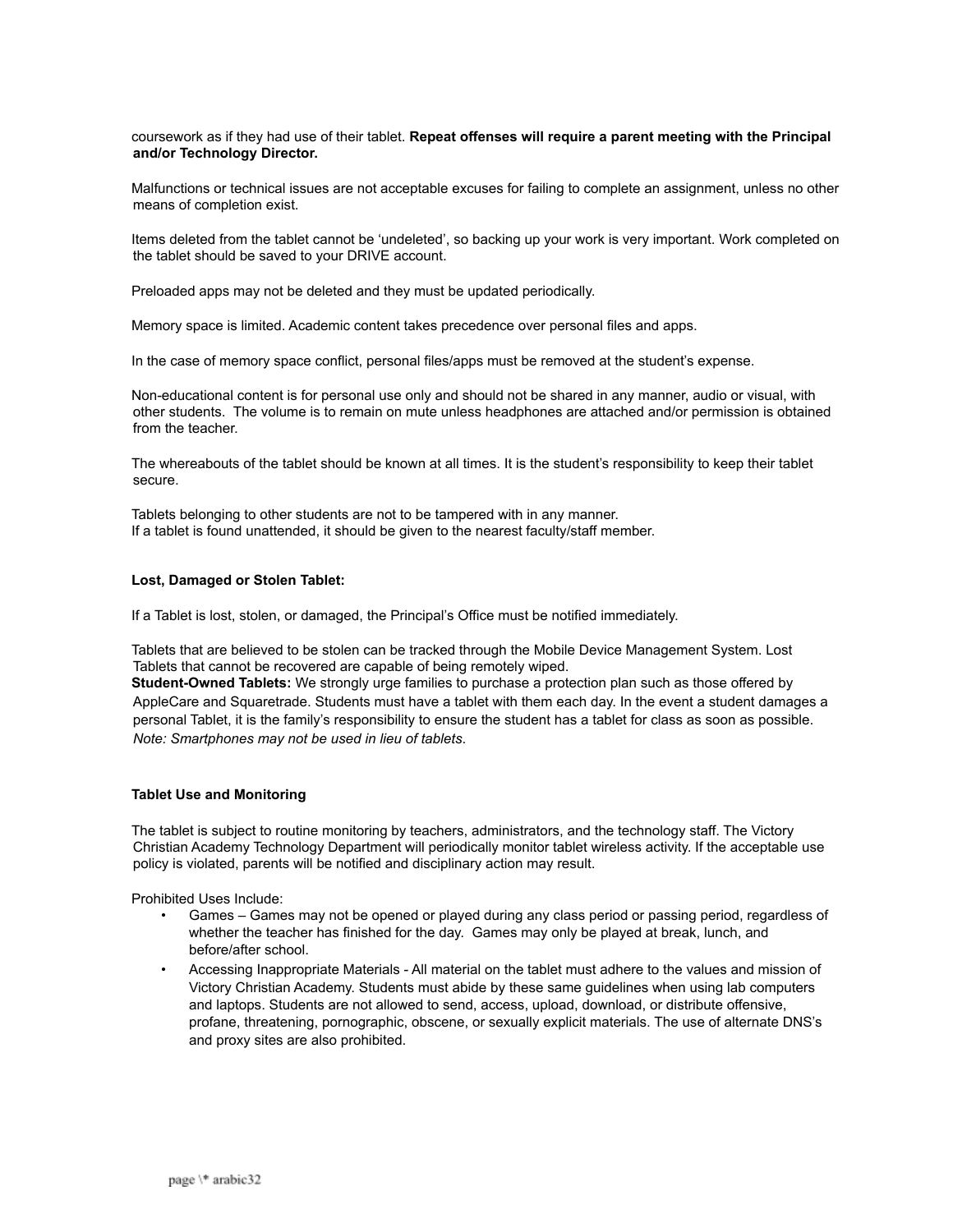coursework as if they had use of their tablet. **Repeat offenses will require a parent meeting with the Principal and/or Technology Director.**

Malfunctions or technical issues are not acceptable excuses for failing to complete an assignment, unless no other means of completion exist.

Items deleted from the tablet cannot be 'undeleted', so backing up your work is very important. Work completed on the tablet should be saved to your DRIVE account.

Preloaded apps may not be deleted and they must be updated periodically.

Memory space is limited. Academic content takes precedence over personal files and apps.

In the case of memory space conflict, personal files/apps must be removed at the student's expense.

Non-educational content is for personal use only and should not be shared in any manner, audio or visual, with other students.  The volume is to remain on mute unless headphones are attached and/or permission is obtained from the teacher.

The whereabouts of the tablet should be known at all times. It is the student's responsibility to keep their tablet secure.

Tablets belonging to other students are not to be tampered with in any manner.
If a tablet is found unattended, it should be given to the nearest faculty/staff member.

**Lost, Damaged or Stolen Tablet:**

If a Tablet is lost, stolen, or damaged, the Principal's Office must be notified immediately.

Tablets that are believed to be stolen can be tracked through the Mobile Device Management System. Lost Tablets that cannot be recovered are capable of being remotely wiped.
**Student-Owned Tablets:** We strongly urge families to purchase a protection plan such as those offered by AppleCare and Squaretrade. Students must have a tablet with them each day. In the event a student damages a personal Tablet, it is the family's responsibility to ensure the student has a tablet for class as soon as possible. *Note: Smartphones may not be used in lieu of tablets*.

**Tablet Use and Monitoring**

The tablet is subject to routine monitoring by teachers, administrators, and the technology staff. The Victory Christian Academy Technology Department will periodically monitor tablet wireless activity. If the acceptable use policy is violated, parents will be notified and disciplinary action may result.

Prohibited Uses Include:

- Games – Games may not be opened or played during any class period or passing period, regardless of whether the teacher has finished for the day.  Games may only be played at break, lunch, and before/after school.
- Accessing Inappropriate Materials - All material on the tablet must adhere to the values and mission of Victory Christian Academy. Students must abide by these same guidelines when using lab computers and laptops. Students are not allowed to send, access, upload, download, or distribute offensive, profane, threatening, pornographic, obscene, or sexually explicit materials. The use of alternate DNS's and proxy sites are also prohibited.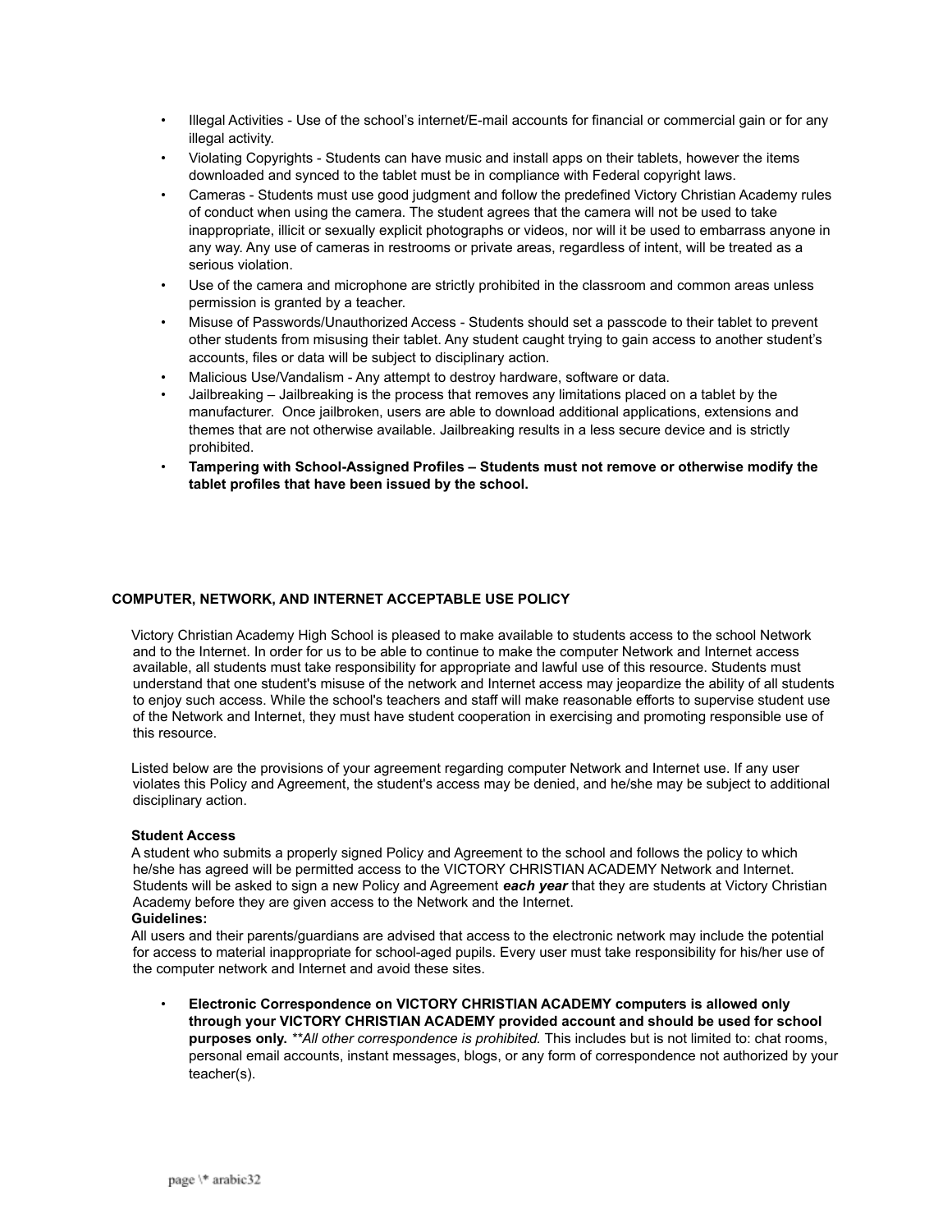- Illegal Activities - Use of the school's internet/E-mail accounts for financial or commercial gain or for any illegal activity.
- Violating Copyrights - Students can have music and install apps on their tablets, however the items downloaded and synced to the tablet must be in compliance with Federal copyright laws.
- Cameras - Students must use good judgment and follow the predefined Victory Christian Academy rules of conduct when using the camera. The student agrees that the camera will not be used to take inappropriate, illicit or sexually explicit photographs or videos, nor will it be used to embarrass anyone in any way. Any use of cameras in restrooms or private areas, regardless of intent, will be treated as a serious violation.
- Use of the camera and microphone are strictly prohibited in the classroom and common areas unless permission is granted by a teacher.
- Misuse of Passwords/Unauthorized Access - Students should set a passcode to their tablet to prevent other students from misusing their tablet. Any student caught trying to gain access to another student's accounts, files or data will be subject to disciplinary action.
- Malicious Use/Vandalism - Any attempt to destroy hardware, software or data.
- Jailbreaking – Jailbreaking is the process that removes any limitations placed on a tablet by the manufacturer. Once jailbroken, users are able to download additional applications, extensions and themes that are not otherwise available. Jailbreaking results in a less secure device and is strictly prohibited.
- **Tampering with School-Assigned Profiles – Students must not remove or otherwise modify the tablet profiles that have been issued by the school.**

## COMPUTER, NETWORK, AND INTERNET ACCEPTABLE USE POLICY

Victory Christian Academy High School is pleased to make available to students access to the school Network and to the Internet. In order for us to be able to continue to make the computer Network and Internet access available, all students must take responsibility for appropriate and lawful use of this resource. Students must understand that one student's misuse of the network and Internet access may jeopardize the ability of all students to enjoy such access. While the school's teachers and staff will make reasonable efforts to supervise student use of the Network and Internet, they must have student cooperation in exercising and promoting responsible use of this resource.

Listed below are the provisions of your agreement regarding computer Network and Internet use. If any user violates this Policy and Agreement, the student's access may be denied, and he/she may be subject to additional disciplinary action.

**Student Access**

A student who submits a properly signed Policy and Agreement to the school and follows the policy to which he/she has agreed will be permitted access to the VICTORY CHRISTIAN ACADEMY Network and Internet. Students will be asked to sign a new Policy and Agreement ***each year*** that they are students at Victory Christian Academy before they are given access to the Network and the Internet.

**Guidelines:**

All users and their parents/guardians are advised that access to the electronic network may include the potential for access to material inappropriate for school-aged pupils. Every user must take responsibility for his/her use of the computer network and Internet and avoid these sites.

- **Electronic Correspondence on VICTORY CHRISTIAN ACADEMY computers is allowed only through your VICTORY CHRISTIAN ACADEMY provided account and should be used for school purposes only.** *\*\*All other correspondence is prohibited.* This includes but is not limited to: chat rooms, personal email accounts, instant messages, blogs, or any form of correspondence not authorized by your teacher(s).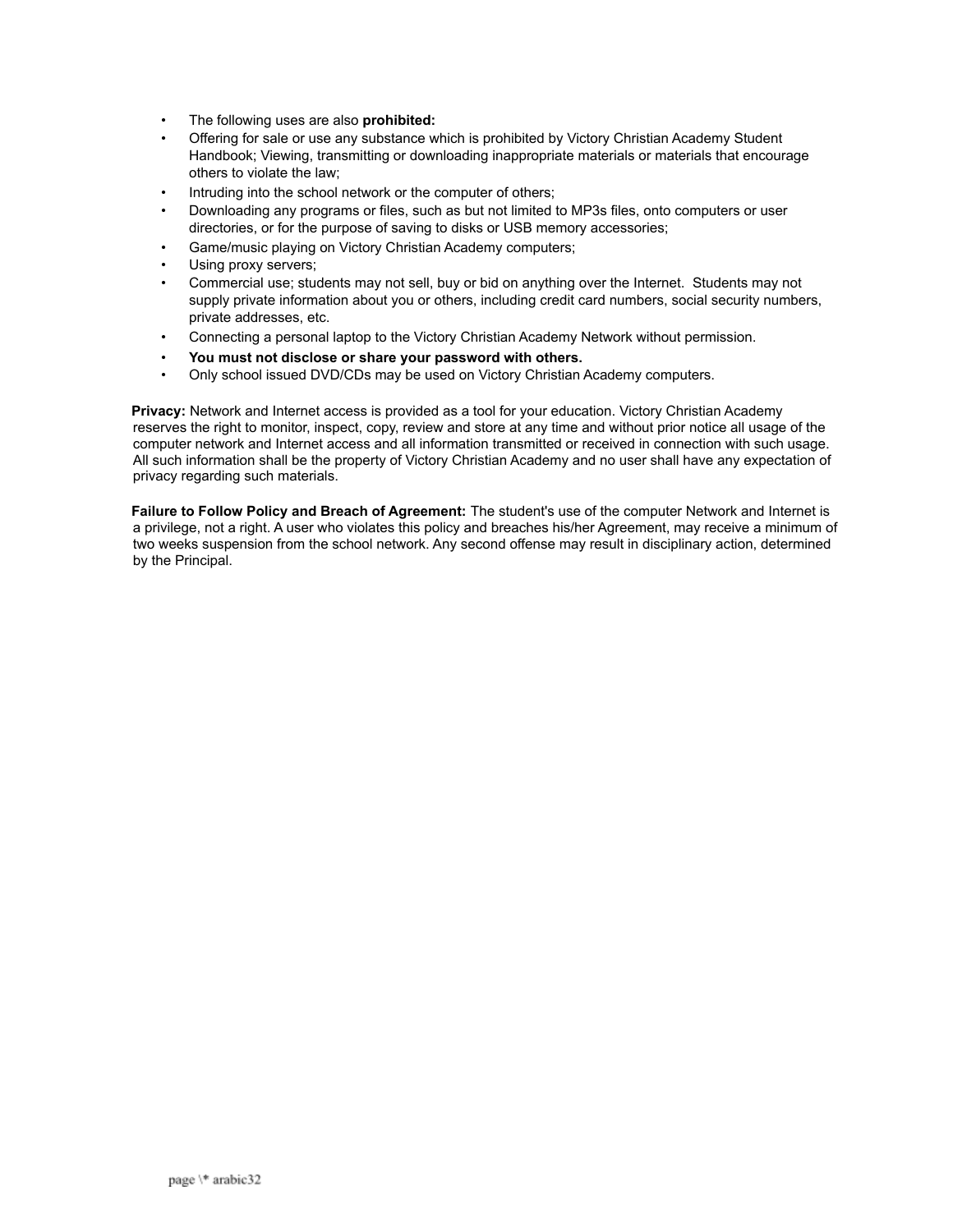- The following uses are also **prohibited:**
- Offering for sale or use any substance which is prohibited by Victory Christian Academy Student Handbook; Viewing, transmitting or downloading inappropriate materials or materials that encourage others to violate the law;
- Intruding into the school network or the computer of others;
- Downloading any programs or files, such as but not limited to MP3s files, onto computers or user directories, or for the purpose of saving to disks or USB memory accessories;
- Game/music playing on Victory Christian Academy computers;
- Using proxy servers;
- Commercial use; students may not sell, buy or bid on anything over the Internet. Students may not supply private information about you or others, including credit card numbers, social security numbers, private addresses, etc.
- Connecting a personal laptop to the Victory Christian Academy Network without permission.
- **You must not disclose or share your password with others.**
- Only school issued DVD/CDs may be used on Victory Christian Academy computers.

**Privacy:** Network and Internet access is provided as a tool for your education. Victory Christian Academy reserves the right to monitor, inspect, copy, review and store at any time and without prior notice all usage of the computer network and Internet access and all information transmitted or received in connection with such usage. All such information shall be the property of Victory Christian Academy and no user shall have any expectation of privacy regarding such materials.

**Failure to Follow Policy and Breach of Agreement:** The student's use of the computer Network and Internet is a privilege, not a right. A user who violates this policy and breaches his/her Agreement, may receive a minimum of two weeks suspension from the school network. Any second offense may result in disciplinary action, determined by the Principal.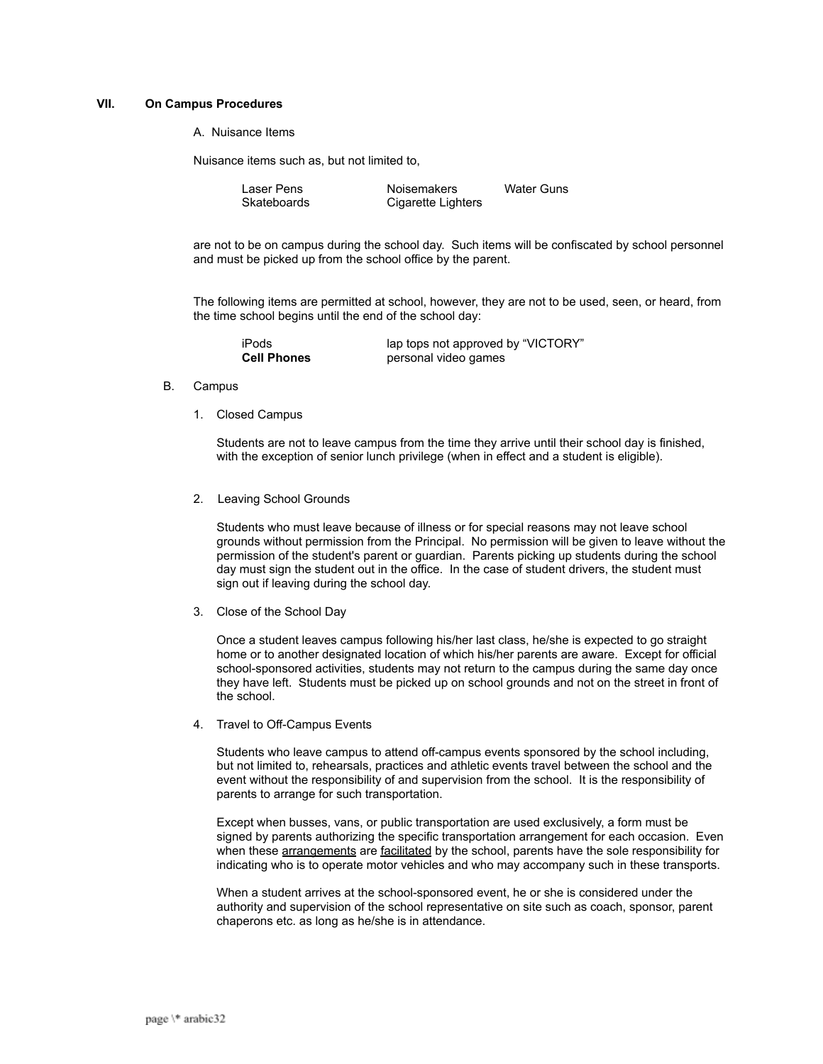## VII. On Campus Procedures

### A. Nuisance Items

Nuisance items such as, but not limited to,

| | | |
|---|---|---|
| Laser Pens | Noisemakers | Water Guns |
| Skateboards | Cigarette Lighters | |

are not to be on campus during the school day. Such items will be confiscated by school personnel and must be picked up from the school office by the parent.

The following items are permitted at school, however, they are not to be used, seen, or heard, from the time school begins until the end of the school day:

| | |
|---|---|
| iPods | lap tops not approved by "VICTORY" |
| **Cell Phones** | personal video games |

### B. Campus

#### 1. Closed Campus

Students are not to leave campus from the time they arrive until their school day is finished, with the exception of senior lunch privilege (when in effect and a student is eligible).

#### 2. Leaving School Grounds

Students who must leave because of illness or for special reasons may not leave school grounds without permission from the Principal. No permission will be given to leave without the permission of the student's parent or guardian. Parents picking up students during the school day must sign the student out in the office. In the case of student drivers, the student must sign out if leaving during the school day.

#### 3. Close of the School Day

Once a student leaves campus following his/her last class, he/she is expected to go straight home or to another designated location of which his/her parents are aware. Except for official school-sponsored activities, students may not return to the campus during the same day once they have left. Students must be picked up on school grounds and not on the street in front of the school.

#### 4. Travel to Off-Campus Events

Students who leave campus to attend off-campus events sponsored by the school including, but not limited to, rehearsals, practices and athletic events travel between the school and the event without the responsibility of and supervision from the school. It is the responsibility of parents to arrange for such transportation.

Except when busses, vans, or public transportation are used exclusively, a form must be signed by parents authorizing the specific transportation arrangement for each occasion. Even when these arrangements are facilitated by the school, parents have the sole responsibility for indicating who is to operate motor vehicles and who may accompany such in these transports.

When a student arrives at the school-sponsored event, he or she is considered under the authority and supervision of the school representative on site such as coach, sponsor, parent chaperons etc. as long as he/she is in attendance.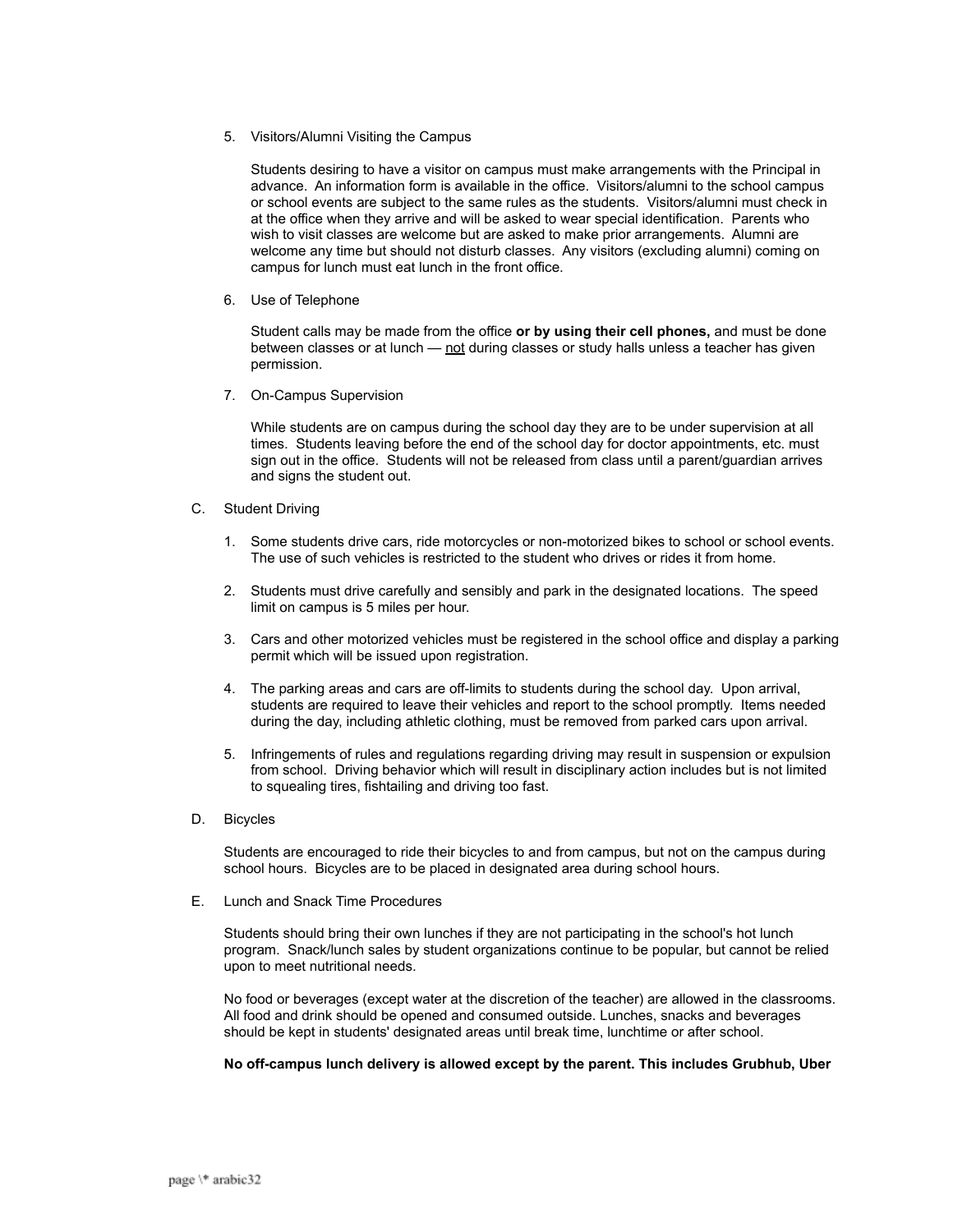5. Visitors/Alumni Visiting the Campus

   Students desiring to have a visitor on campus must make arrangements with the Principal in advance. An information form is available in the office. Visitors/alumni to the school campus or school events are subject to the same rules as the students. Visitors/alumni must check in at the office when they arrive and will be asked to wear special identification. Parents who wish to visit classes are welcome but are asked to make prior arrangements. Alumni are welcome any time but should not disturb classes. Any visitors (excluding alumni) coming on campus for lunch must eat lunch in the front office.

6. Use of Telephone

   Student calls may be made from the office **or by using their cell phones,** and must be done between classes or at lunch — <u>not</u> during classes or study halls unless a teacher has given permission.

7. On-Campus Supervision

   While students are on campus during the school day they are to be under supervision at all times. Students leaving before the end of the school day for doctor appointments, etc. must sign out in the office. Students will not be released from class until a parent/guardian arrives and signs the student out.

C. Student Driving

1. Some students drive cars, ride motorcycles or non-motorized bikes to school or school events. The use of such vehicles is restricted to the student who drives or rides it from home.

2. Students must drive carefully and sensibly and park in the designated locations. The speed limit on campus is 5 miles per hour.

3. Cars and other motorized vehicles must be registered in the school office and display a parking permit which will be issued upon registration.

4. The parking areas and cars are off-limits to students during the school day. Upon arrival, students are required to leave their vehicles and report to the school promptly. Items needed during the day, including athletic clothing, must be removed from parked cars upon arrival.

5. Infringements of rules and regulations regarding driving may result in suspension or expulsion from school. Driving behavior which will result in disciplinary action includes but is not limited to squealing tires, fishtailing and driving too fast.

D. Bicycles

   Students are encouraged to ride their bicycles to and from campus, but not on the campus during school hours. Bicycles are to be placed in designated area during school hours.

E. Lunch and Snack Time Procedures

   Students should bring their own lunches if they are not participating in the school's hot lunch program. Snack/lunch sales by student organizations continue to be popular, but cannot be relied upon to meet nutritional needs.

   No food or beverages (except water at the discretion of the teacher) are allowed in the classrooms. All food and drink should be opened and consumed outside. Lunches, snacks and beverages should be kept in students' designated areas until break time, lunchtime or after school.

   **No off-campus lunch delivery is allowed except by the parent. This includes Grubhub, Uber**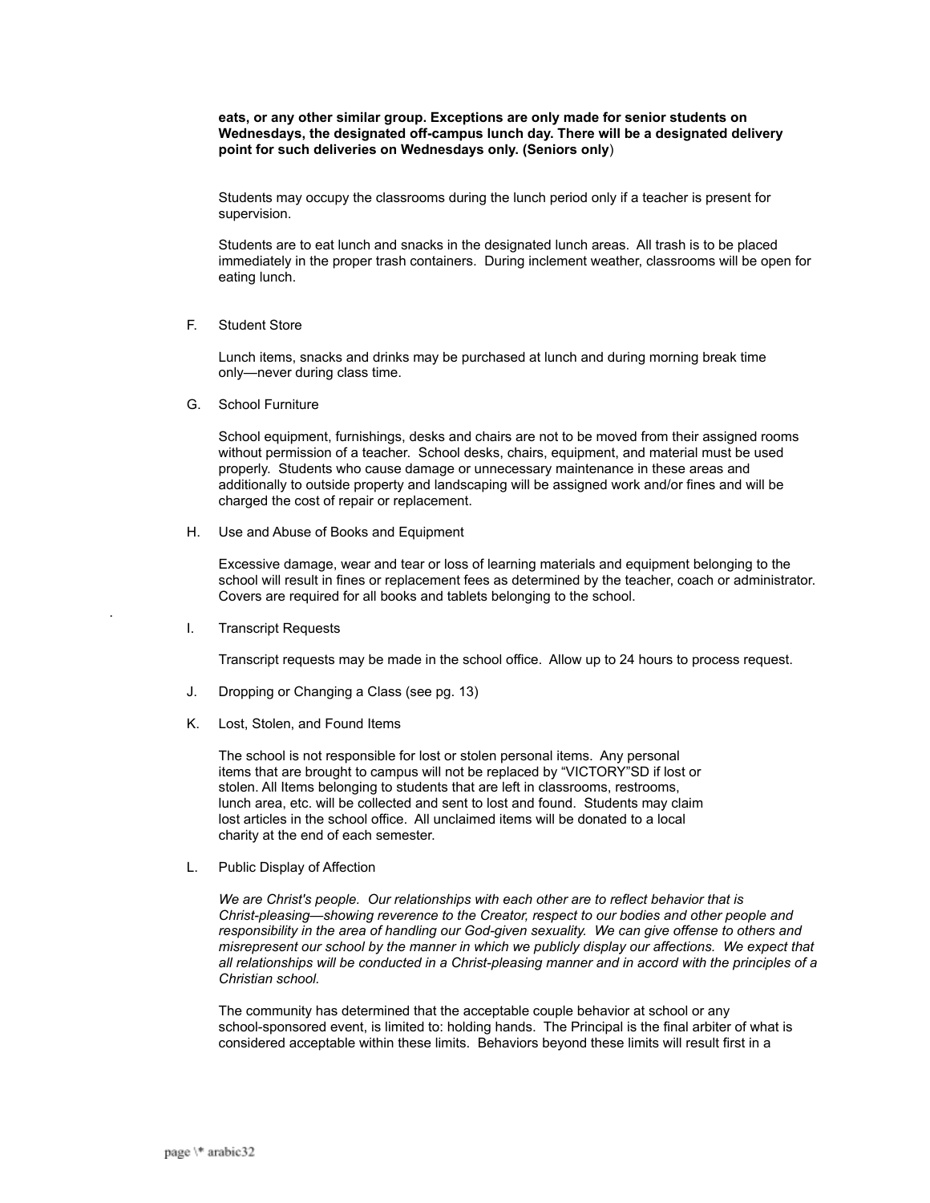**eats, or any other similar group. Exceptions are only made for senior students on Wednesdays, the designated off-campus lunch day. There will be a designated delivery point for such deliveries on Wednesdays only. (Seniors only**)

Students may occupy the classrooms during the lunch period only if a teacher is present for supervision.

Students are to eat lunch and snacks in the designated lunch areas. All trash is to be placed immediately in the proper trash containers. During inclement weather, classrooms will be open for eating lunch.

F. Student Store

Lunch items, snacks and drinks may be purchased at lunch and during morning break time only—never during class time.

G. School Furniture

School equipment, furnishings, desks and chairs are not to be moved from their assigned rooms without permission of a teacher. School desks, chairs, equipment, and material must be used properly. Students who cause damage or unnecessary maintenance in these areas and additionally to outside property and landscaping will be assigned work and/or fines and will be charged the cost of repair or replacement.

H. Use and Abuse of Books and Equipment

Excessive damage, wear and tear or loss of learning materials and equipment belonging to the school will result in fines or replacement fees as determined by the teacher, coach or administrator. Covers are required for all books and tablets belonging to the school.

I. Transcript Requests

Transcript requests may be made in the school office. Allow up to 24 hours to process request.

J. Dropping or Changing a Class (see pg. 13)

K. Lost, Stolen, and Found Items

The school is not responsible for lost or stolen personal items. Any personal items that are brought to campus will not be replaced by "VICTORY"SD if lost or stolen. All Items belonging to students that are left in classrooms, restrooms, lunch area, etc. will be collected and sent to lost and found. Students may claim lost articles in the school office. All unclaimed items will be donated to a local charity at the end of each semester.

L. Public Display of Affection

*We are Christ's people. Our relationships with each other are to reflect behavior that is Christ-pleasing—showing reverence to the Creator, respect to our bodies and other people and responsibility in the area of handling our God-given sexuality. We can give offense to others and misrepresent our school by the manner in which we publicly display our affections. We expect that all relationships will be conducted in a Christ-pleasing manner and in accord with the principles of a Christian school.*

The community has determined that the acceptable couple behavior at school or any school-sponsored event, is limited to: holding hands. The Principal is the final arbiter of what is considered acceptable within these limits. Behaviors beyond these limits will result first in a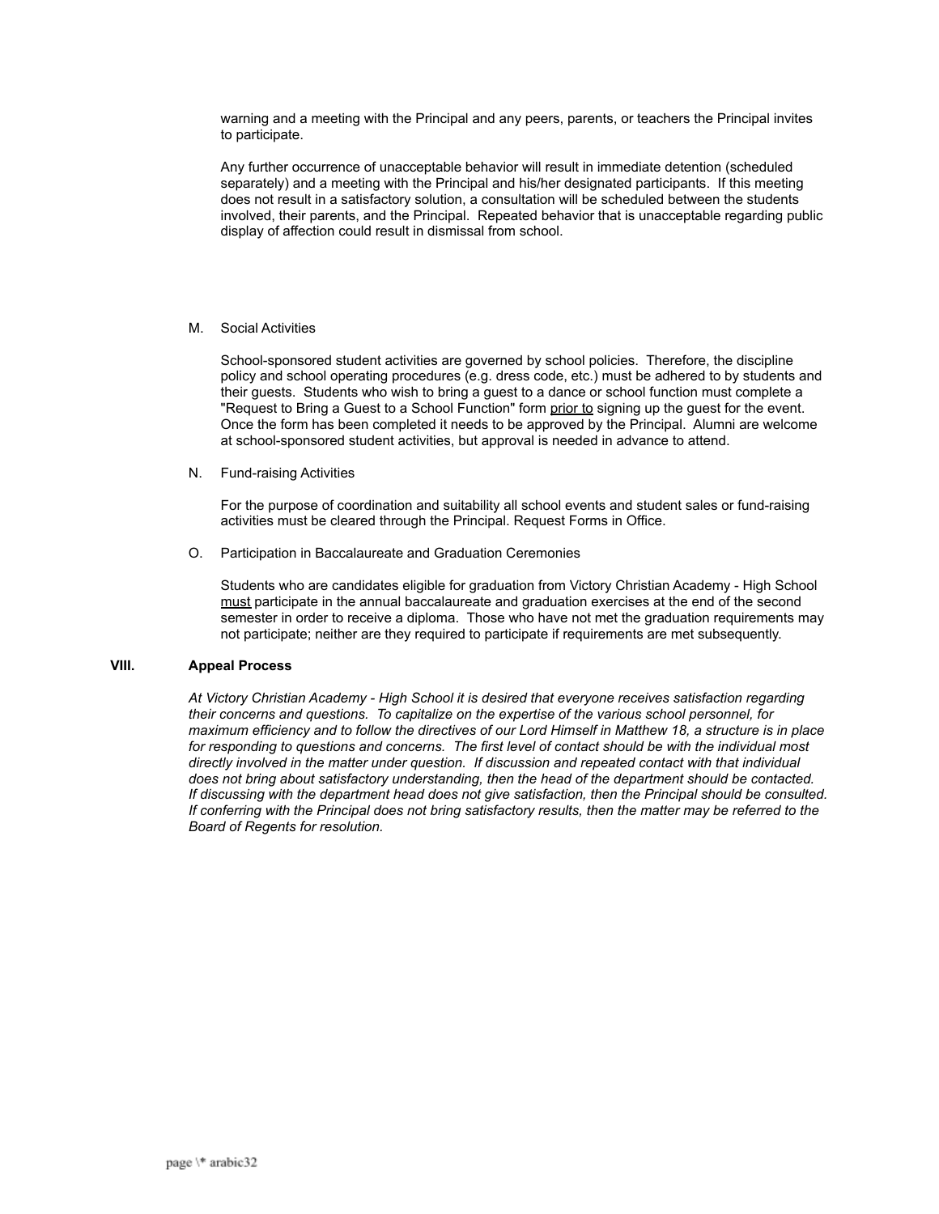warning and a meeting with the Principal and any peers, parents, or teachers the Principal invites to participate.

Any further occurrence of unacceptable behavior will result in immediate detention (scheduled separately) and a meeting with the Principal and his/her designated participants. If this meeting does not result in a satisfactory solution, a consultation will be scheduled between the students involved, their parents, and the Principal. Repeated behavior that is unacceptable regarding public display of affection could result in dismissal from school.

M. Social Activities

School-sponsored student activities are governed by school policies. Therefore, the discipline policy and school operating procedures (e.g. dress code, etc.) must be adhered to by students and their guests. Students who wish to bring a guest to a dance or school function must complete a "Request to Bring a Guest to a School Function" form <u>prior to</u> signing up the guest for the event. Once the form has been completed it needs to be approved by the Principal. Alumni are welcome at school-sponsored student activities, but approval is needed in advance to attend.

N. Fund-raising Activities

For the purpose of coordination and suitability all school events and student sales or fund-raising activities must be cleared through the Principal. Request Forms in Office.

O. Participation in Baccalaureate and Graduation Ceremonies

Students who are candidates eligible for graduation from Victory Christian Academy - High School <u>must</u> participate in the annual baccalaureate and graduation exercises at the end of the second semester in order to receive a diploma. Those who have not met the graduation requirements may not participate; neither are they required to participate if requirements are met subsequently.

## VIII. Appeal Process

*At Victory Christian Academy - High School it is desired that everyone receives satisfaction regarding their concerns and questions. To capitalize on the expertise of the various school personnel, for maximum efficiency and to follow the directives of our Lord Himself in Matthew 18, a structure is in place for responding to questions and concerns. The first level of contact should be with the individual most directly involved in the matter under question. If discussion and repeated contact with that individual does not bring about satisfactory understanding, then the head of the department should be contacted. If discussing with the department head does not give satisfaction, then the Principal should be consulted. If conferring with the Principal does not bring satisfactory results, then the matter may be referred to the Board of Regents for resolution.*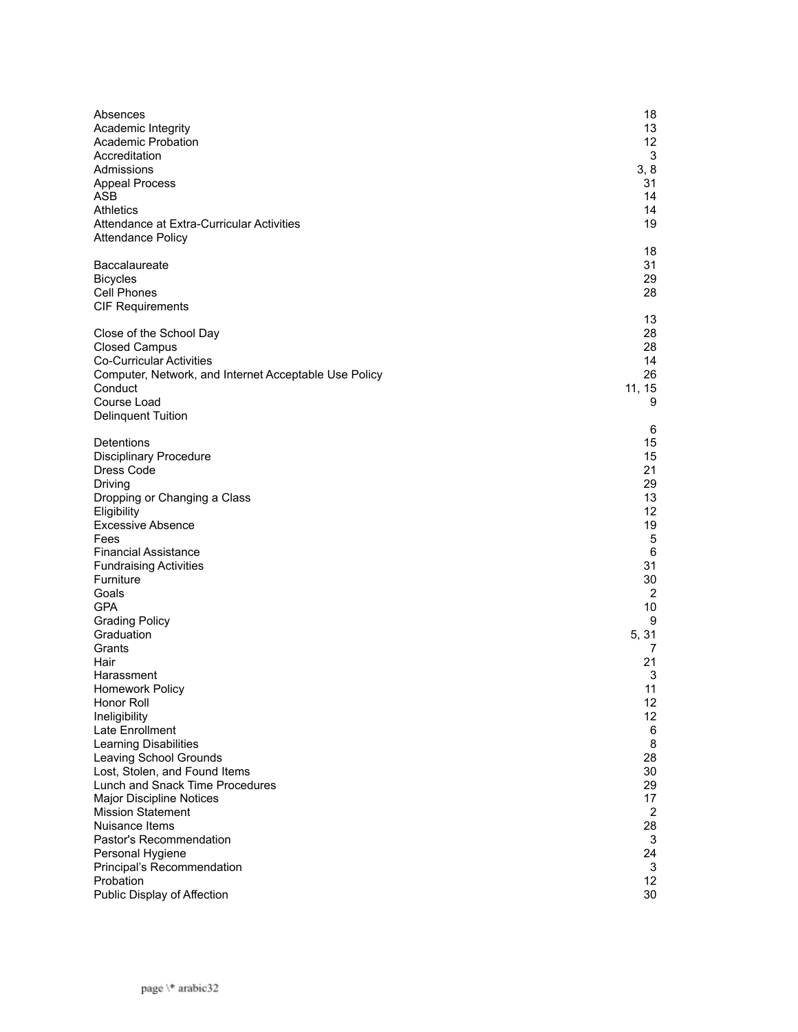| | |
|---|---|
| Absences | 18 |
| Academic Integrity | 13 |
| Academic Probation | 12 |
| Accreditation | 3 |
| Admissions | 3, 8 |
| Appeal Process | 31 |
| ASB | 14 |
| Athletics | 14 |
| Attendance at Extra-Curricular Activities | 19 |
| Attendance Policy | 18 |
| Baccalaureate | 31 |
| Bicycles | 29 |
| Cell Phones | 28 |
| CIF Requirements | 13 |
| Close of the School Day | 28 |
| Closed Campus | 28 |
| Co-Curricular Activities | 14 |
| Computer, Network, and Internet Acceptable Use Policy | 26 |
| Conduct | 11, 15 |
| Course Load | 9 |
| Delinquent Tuition | 6 |
| Detentions | 15 |
| Disciplinary Procedure | 15 |
| Dress Code | 21 |
| Driving | 29 |
| Dropping or Changing a Class | 13 |
| Eligibility | 12 |
| Excessive Absence | 19 |
| Fees | 5 |
| Financial Assistance | 6 |
| Fundraising Activities | 31 |
| Furniture | 30 |
| Goals | 2 |
| GPA | 10 |
| Grading Policy | 9 |
| Graduation | 5, 31 |
| Grants | 7 |
| Hair | 21 |
| Harassment | 3 |
| Homework Policy | 11 |
| Honor Roll | 12 |
| Ineligibility | 12 |
| Late Enrollment | 6 |
| Learning Disabilities | 8 |
| Leaving School Grounds | 28 |
| Lost, Stolen, and Found Items | 30 |
| Lunch and Snack Time Procedures | 29 |
| Major Discipline Notices | 17 |
| Mission Statement | 2 |
| Nuisance Items | 28 |
| Pastor's Recommendation | 3 |
| Personal Hygiene | 24 |
| Principal's Recommendation | 3 |
| Probation | 12 |
| Public Display of Affection | 30 |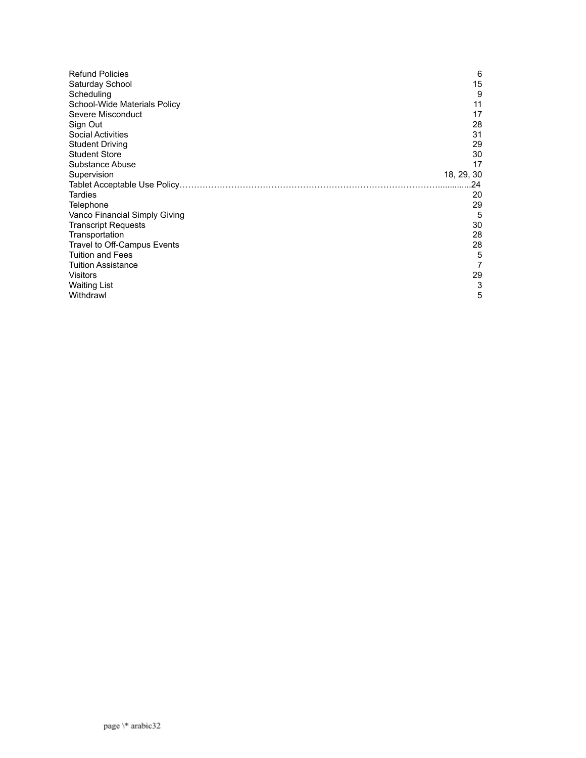| | |
|---|---|
| Refund Policies | 6 |
| Saturday School | 15 |
| Scheduling | 9 |
| School-Wide Materials Policy | 11 |
| Severe Misconduct | 17 |
| Sign Out | 28 |
| Social Activities | 31 |
| Student Driving | 29 |
| Student Store | 30 |
| Substance Abuse | 17 |
| Supervision | 18, 29, 30 |
| Tablet Acceptable Use Policy | 24 |
| Tardies | 20 |
| Telephone | 29 |
| Vanco Financial Simply Giving | 5 |
| Transcript Requests | 30 |
| Transportation | 28 |
| Travel to Off-Campus Events | 28 |
| Tuition and Fees | 5 |
| Tuition Assistance | 7 |
| Visitors | 29 |
| Waiting List | 3 |
| Withdrawl | 5 |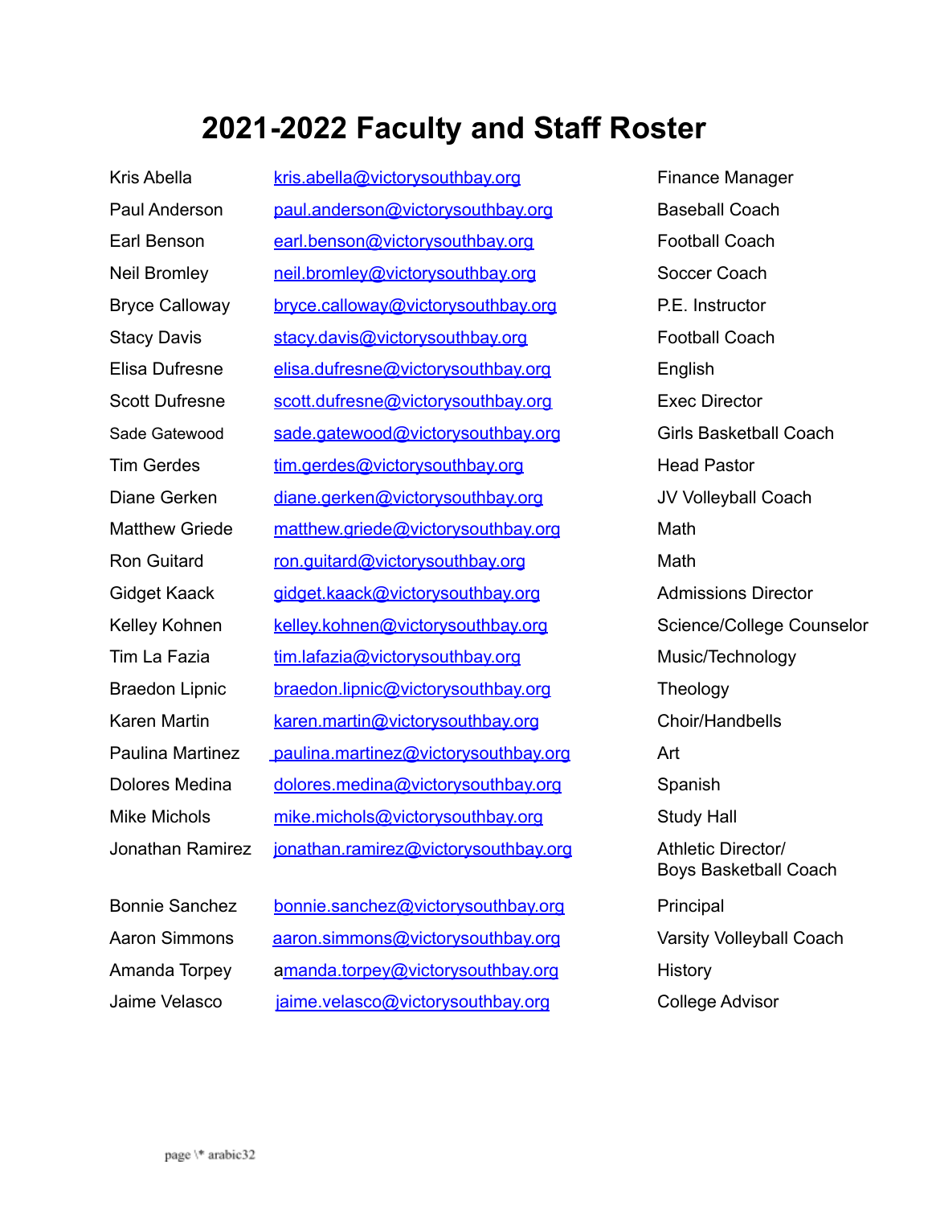# 2021-2022 Faculty and Staff Roster

| | | |
|---|---|---|
| Kris Abella | kris.abella@victorysouthbay.org | Finance Manager |
| Paul Anderson | paul.anderson@victorysouthbay.org | Baseball Coach |
| Earl Benson | earl.benson@victorysouthbay.org | Football Coach |
| Neil Bromley | neil.bromley@victorysouthbay.org | Soccer Coach |
| Bryce Calloway | bryce.calloway@victorysouthbay.org | P.E. Instructor |
| Stacy Davis | stacy.davis@victorysouthbay.org | Football Coach |
| Elisa Dufresne | elisa.dufresne@victorysouthbay.org | English |
| Scott Dufresne | scott.dufresne@victorysouthbay.org | Exec Director |
| Sade Gatewood | sade.gatewood@victorysouthbay.org | Girls Basketball Coach |
| Tim Gerdes | tim.gerdes@victorysouthbay.org | Head Pastor |
| Diane Gerken | diane.gerken@victorysouthbay.org | JV Volleyball Coach |
| Matthew Griede | matthew.griede@victorysouthbay.org | Math |
| Ron Guitard | ron.guitard@victorysouthbay.org | Math |
| Gidget Kaack | gidget.kaack@victorysouthbay.org | Admissions Director |
| Kelley Kohnen | kelley.kohnen@victorysouthbay.org | Science/College Counselor |
| Tim La Fazia | tim.lafazia@victorysouthbay.org | Music/Technology |
| Braedon Lipnic | braedon.lipnic@victorysouthbay.org | Theology |
| Karen Martin | karen.martin@victorysouthbay.org | Choir/Handbells |
| Paulina Martinez | paulina.martinez@victorysouthbay.org | Art |
| Dolores Medina | dolores.medina@victorysouthbay.org | Spanish |
| Mike Michols | mike.michols@victorysouthbay.org | Study Hall |
| Jonathan Ramirez | jonathan.ramirez@victorysouthbay.org | Athletic Director/ Boys Basketball Coach |
| Bonnie Sanchez | bonnie.sanchez@victorysouthbay.org | Principal |
| Aaron Simmons | aaron.simmons@victorysouthbay.org | Varsity Volleyball Coach |
| Amanda Torpey | amanda.torpey@victorysouthbay.org | History |
| Jaime Velasco | jaime.velasco@victorysouthbay.org | College Advisor |